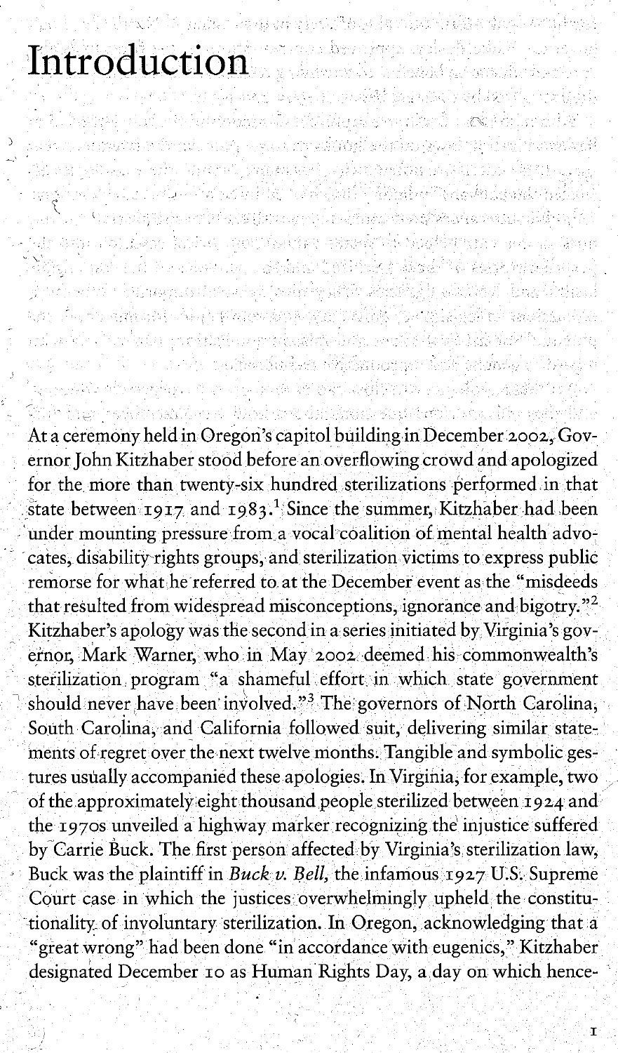# Introduction

At a ceremony held in Oregon's capitol building in December 2002, Governor John Kitzhaber stood before an overflowing crowd and apologized for the more than twenty-six hundred sterilizations performed in that state between 1917 and 1983.[1] Since the summer, Kitzhaber had been under mounting pressure from a vocal coalition of mental health advocates, disability rights groups, and sterilization victims to express public remorse for what he referred to at the December event as the "misdeeds that resulted from widespread misconceptions, ignorance and bigotry."[2] Kitzhaber's apology was the second in a series initiated by Virginia's governor, Mark Warner, who in May 2002 deemed his commonwealth's sterilization program "a shameful effort in which state government should never have been involved."[3] The governors of North Carolina, South Carolina, and California followed suit, delivering similar statements of regret over the next twelve months. Tangible and symbolic gestures usually accompanied these apologies. In Virginia, for example, two of the approximately eight thousand people sterilized between 1924 and the 1970s unveiled a highway marker recognizing the injustice suffered by Carrie Buck. The first person affected by Virginia's sterilization law, Buck was the plaintiff in *Buck v. Bell*, the infamous 1927 U.S. Supreme Court case in which the justices overwhelmingly upheld the constitutionality of involuntary sterilization. In Oregon, acknowledging that a "great wrong" had been done "in accordance with eugenics," Kitzhaber designated December 10 as Human Rights Day, a day on which hence-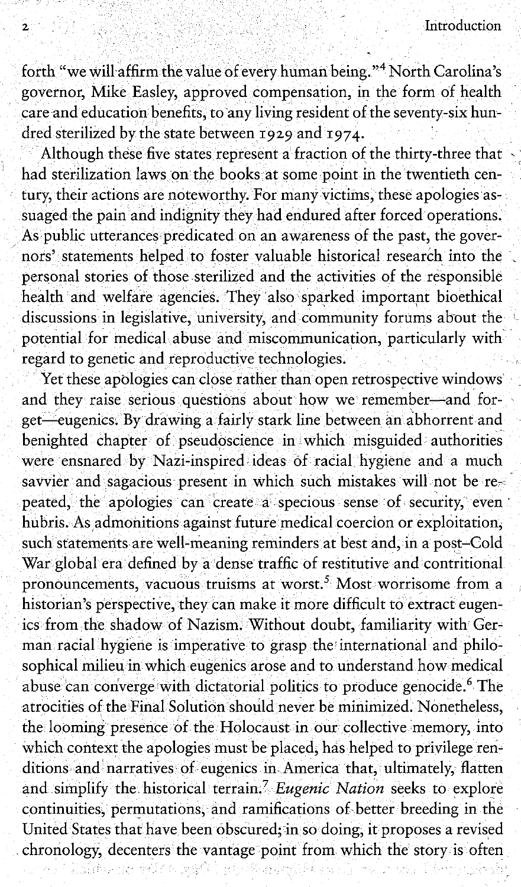forth "we will affirm the value of every human being."[4] North Carolina's governor, Mike Easley, approved compensation, in the form of health care and education benefits, to any living resident of the seventy-six hundred sterilized by the state between 1929 and 1974.

Although these five states represent a fraction of the thirty-three that had sterilization laws on the books at some point in the twentieth century, their actions are noteworthy. For many victims, these apologies assuaged the pain and indignity they had endured after forced operations. As public utterances predicated on an awareness of the past, the governors' statements helped to foster valuable historical research into the personal stories of those sterilized and the activities of the responsible health and welfare agencies. They also sparked important bioethical discussions in legislative, university, and community forums about the potential for medical abuse and miscommunication, particularly with regard to genetic and reproductive technologies.

Yet these apologies can close rather than open retrospective windows and they raise serious questions about how we remember—and forget—eugenics. By drawing a fairly stark line between an abhorrent and benighted chapter of pseudoscience in which misguided authorities were ensnared by Nazi-inspired ideas of racial hygiene and a much savvier and sagacious present in which such mistakes will not be repeated, the apologies can create a specious sense of security, even hubris. As admonitions against future medical coercion or exploitation, such statements are well-meaning reminders at best and, in a post–Cold War global era defined by a dense traffic of restitutive and contritional pronouncements, vacuous truisms at worst.[5] Most worrisome from a historian's perspective, they can make it more difficult to extract eugenics from the shadow of Nazism. Without doubt, familiarity with German racial hygiene is imperative to grasp the international and philosophical milieu in which eugenics arose and to understand how medical abuse can converge with dictatorial politics to produce genocide.[6] The atrocities of the Final Solution should never be minimized. Nonetheless, the looming presence of the Holocaust in our collective memory, into which context the apologies must be placed, has helped to privilege renditions and narratives of eugenics in America that, ultimately, flatten and simplify the historical terrain.[7] *Eugenic Nation* seeks to explore continuities, permutations, and ramifications of better breeding in the United States that have been obscured; in so doing, it proposes a revised chronology, decenters the vantage point from which the story is often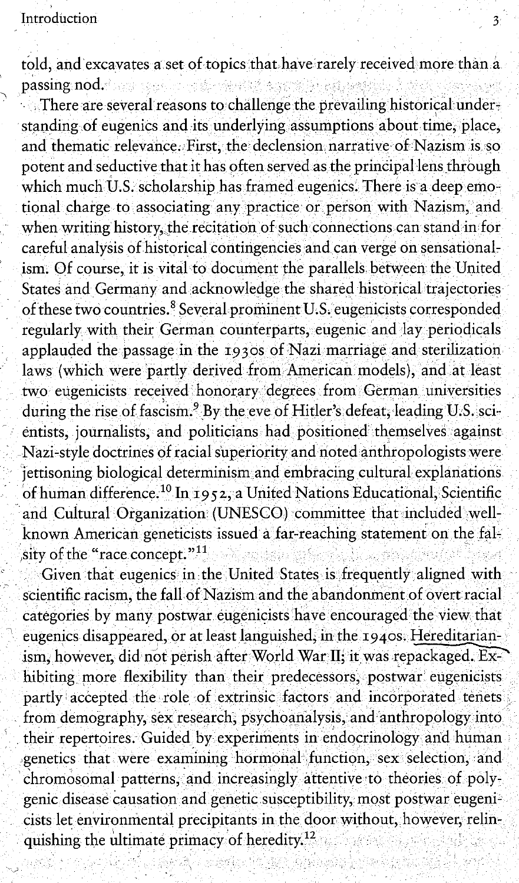told, and excavates a set of topics that have rarely received more than a passing nod.

There are several reasons to challenge the prevailing historical understanding of eugenics and its underlying assumptions about time, place, and thematic relevance. First, the declension narrative of Nazism is so potent and seductive that it has often served as the principal lens through which much U.S. scholarship has framed eugenics. There is a deep emotional charge to associating any practice or person with Nazism, and when writing history, the recitation of such connections can stand in for careful analysis of historical contingencies and can verge on sensationalism. Of course, it is vital to document the parallels between the United States and Germany and acknowledge the shared historical trajectories of these two countries.[8] Several prominent U.S. eugenicists corresponded regularly with their German counterparts, eugenic and lay periodicals applauded the passage in the 1930s of Nazi marriage and sterilization laws (which were partly derived from American models), and at least two eugenicists received honorary degrees from German universities during the rise of fascism.[9] By the eve of Hitler's defeat, leading U.S. scientists, journalists, and politicians had positioned themselves against Nazi-style doctrines of racial superiority and noted anthropologists were jettisoning biological determinism and embracing cultural explanations of human difference.[10] In 1952, a United Nations Educational, Scientific and Cultural Organization (UNESCO) committee that included well-known American geneticists issued a far-reaching statement on the falsity of the "race concept."[11]

Given that eugenics in the United States is frequently aligned with scientific racism, the fall of Nazism and the abandonment of overt racial categories by many postwar eugenicists have encouraged the view that eugenics disappeared, or at least languished, in the 1940s. Hereditarianism, however, did not perish after World War II; it was repackaged. Exhibiting more flexibility than their predecessors, postwar eugenicists partly accepted the role of extrinsic factors and incorporated tenets from demography, sex research, psychoanalysis, and anthropology into their repertoires. Guided by experiments in endocrinology and human genetics that were examining hormonal function, sex selection, and chromosomal patterns, and increasingly attentive to theories of polygenic disease causation and genetic susceptibility, most postwar eugenicists let environmental precipitants in the door without, however, relinquishing the ultimate primacy of heredity.[12]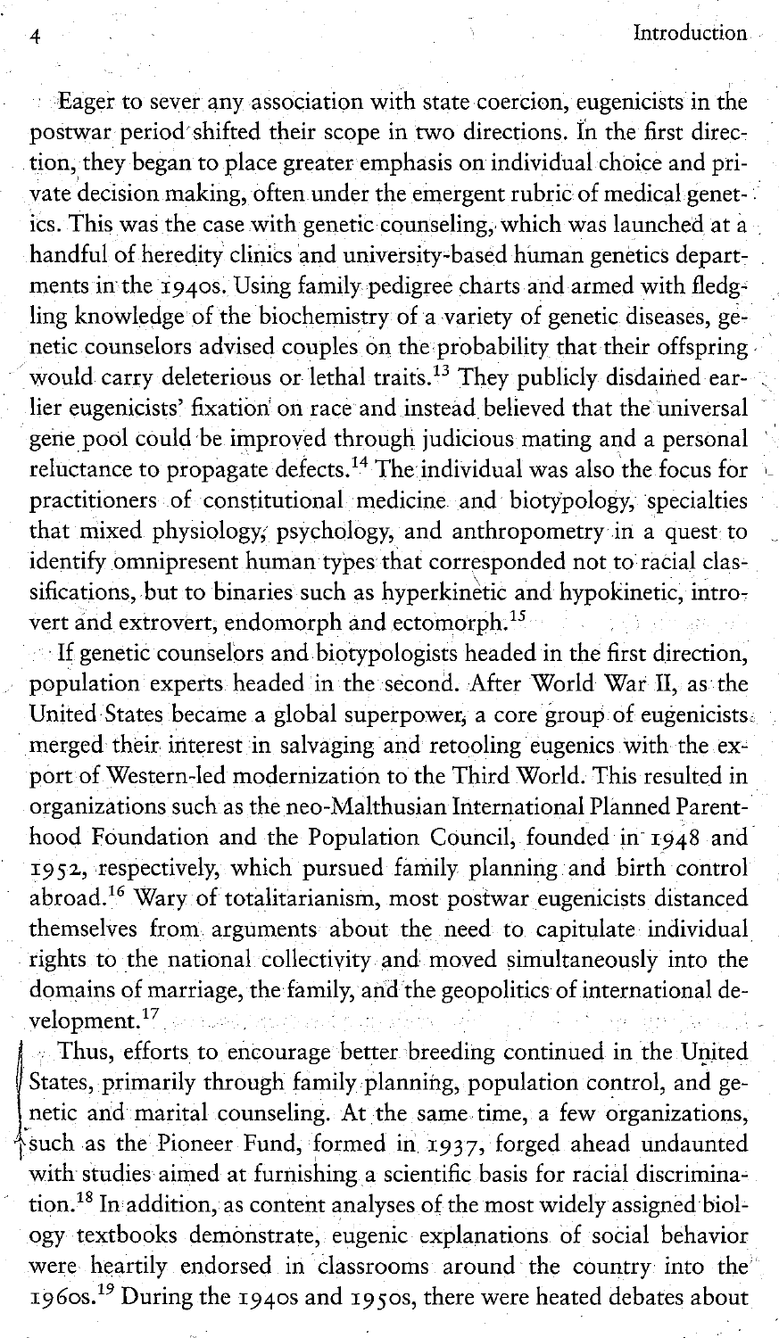Eager to sever any association with state coercion, eugenicists in the postwar period shifted their scope in two directions. In the first direction, they began to place greater emphasis on individual choice and private decision making, often under the emergent rubric of medical genetics. This was the case with genetic counseling, which was launched at a handful of heredity clinics and university-based human genetics departments in the 1940s. Using family pedigree charts and armed with fledgling knowledge of the biochemistry of a variety of genetic diseases, genetic counselors advised couples on the probability that their offspring would carry deleterious or lethal traits.[13] They publicly disdained earlier eugenicists' fixation on race and instead believed that the universal gene pool could be improved through judicious mating and a personal reluctance to propagate defects.[14] The individual was also the focus for practitioners of constitutional medicine and biotypology, specialties that mixed physiology, psychology, and anthropometry in a quest to identify omnipresent human types that corresponded not to racial classifications, but to binaries such as hyperkinetic and hypokinetic, introvert and extrovert, endomorph and ectomorph.[15]

If genetic counselors and biotypologists headed in the first direction, population experts headed in the second. After World War II, as the United States became a global superpower, a core group of eugenicists merged their interest in salvaging and retooling eugenics with the export of Western-led modernization to the Third World. This resulted in organizations such as the neo-Malthusian International Planned Parenthood Foundation and the Population Council, founded in 1948 and 1952, respectively, which pursued family planning and birth control abroad.[16] Wary of totalitarianism, most postwar eugenicists distanced themselves from arguments about the need to capitulate individual rights to the national collectivity and moved simultaneously into the domains of marriage, the family, and the geopolitics of international development.[17]

Thus, efforts to encourage better breeding continued in the United States, primarily through family planning, population control, and genetic and marital counseling. At the same time, a few organizations, such as the Pioneer Fund, formed in 1937, forged ahead undaunted with studies aimed at furnishing a scientific basis for racial discrimination.[18] In addition, as content analyses of the most widely assigned biology textbooks demonstrate, eugenic explanations of social behavior were heartily endorsed in classrooms around the country into the 1960s.[19] During the 1940s and 1950s, there were heated debates about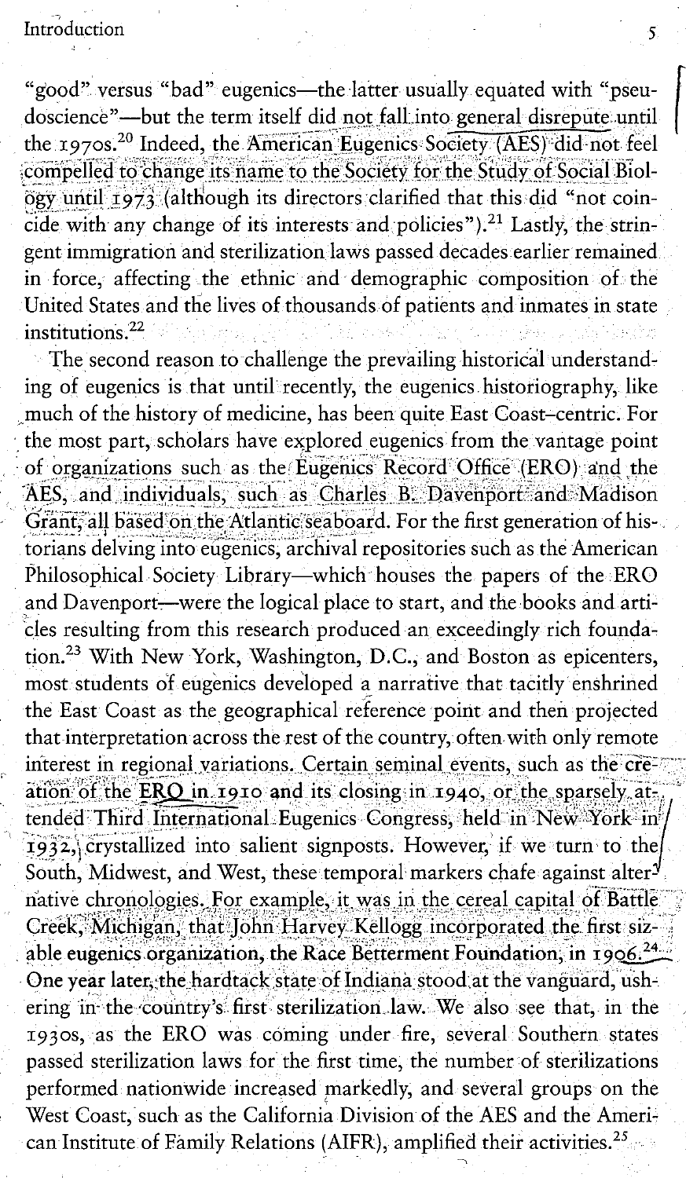"good" versus "bad" eugenics—the latter usually equated with "pseudoscience"—but the term itself did not fall into general disrepute until the 1970s.[20] Indeed, the American Eugenics Society (AES) did not feel compelled to change its name to the Society for the Study of Social Biology until 1973 (although its directors clarified that this did "not coincide with any change of its interests and policies").[21] Lastly, the stringent immigration and sterilization laws passed decades earlier remained in force, affecting the ethnic and demographic composition of the United States and the lives of thousands of patients and inmates in state institutions.[22]

The second reason to challenge the prevailing historical understanding of eugenics is that until recently, the eugenics historiography, like much of the history of medicine, has been quite East Coast–centric. For the most part, scholars have explored eugenics from the vantage point of organizations such as the Eugenics Record Office (ERO) and the AES, and individuals, such as Charles B. Davenport and Madison Grant, all based on the Atlantic seaboard. For the first generation of historians delving into eugenics, archival repositories such as the American Philosophical Society Library—which houses the papers of the ERO and Davenport—were the logical place to start, and the books and articles resulting from this research produced an exceedingly rich foundation.[23] With New York, Washington, D.C., and Boston as epicenters, most students of eugenics developed a narrative that tacitly enshrined the East Coast as the geographical reference point and then projected that interpretation across the rest of the country, often with only remote interest in regional variations. Certain seminal events, such as the creation of the ERO in 1910 and its closing in 1940, or the sparsely attended Third International Eugenics Congress, held in New York in 1932, crystallized into salient signposts. However, if we turn to the South, Midwest, and West, these temporal markers chafe against alternative chronologies. For example, it was in the cereal capital of Battle Creek, Michigan, that John Harvey Kellogg incorporated the first sizable eugenics organization, the Race Betterment Foundation, in 1906.[24] One year later, the hardtack state of Indiana stood at the vanguard, ushering in the country's first sterilization law. We also see that, in the 1930s, as the ERO was coming under fire, several Southern states passed sterilization laws for the first time, the number of sterilizations performed nationwide increased markedly, and several groups on the West Coast, such as the California Division of the AES and the American Institute of Family Relations (AIFR), amplified their activities.[25]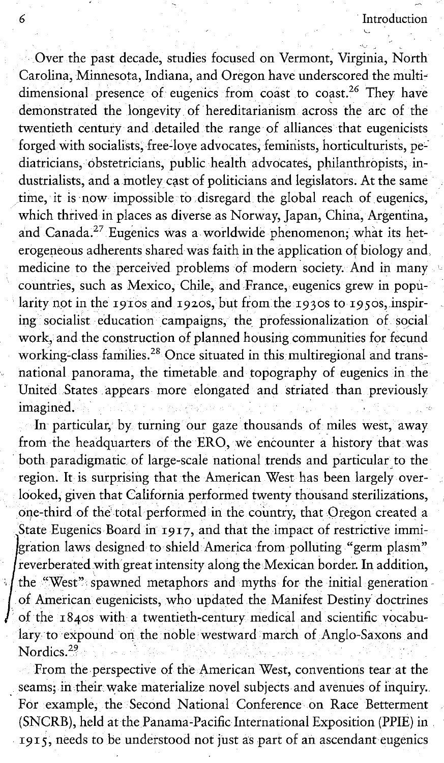Over the past decade, studies focused on Vermont, Virginia, North Carolina, Minnesota, Indiana, and Oregon have underscored the multidimensional presence of eugenics from coast to coast.[26] They have demonstrated the longevity of hereditarianism across the arc of the twentieth century and detailed the range of alliances that eugenicists forged with socialists, free-love advocates, feminists, horticulturists, pediatricians, obstetricians, public health advocates, philanthropists, industrialists, and a motley cast of politicians and legislators. At the same time, it is now impossible to disregard the global reach of eugenics, which thrived in places as diverse as Norway, Japan, China, Argentina, and Canada.[27] Eugenics was a worldwide phenomenon; what its heterogeneous adherents shared was faith in the application of biology and medicine to the perceived problems of modern society. And in many countries, such as Mexico, Chile, and France, eugenics grew in popularity not in the 1910s and 1920s, but from the 1930s to 1950s, inspiring socialist education campaigns, the professionalization of social work, and the construction of planned housing communities for fecund working-class families.[28] Once situated in this multiregional and transnational panorama, the timetable and topography of eugenics in the United States appears more elongated and striated than previously imagined.

In particular, by turning our gaze thousands of miles west, away from the headquarters of the ERO, we encounter a history that was both paradigmatic of large-scale national trends and particular to the region. It is surprising that the American West has been largely overlooked, given that California performed twenty thousand sterilizations, one-third of the total performed in the country, that Oregon created a State Eugenics Board in 1917, and that the impact of restrictive immigration laws designed to shield America from polluting "germ plasm" reverberated with great intensity along the Mexican border. In addition, the "West" spawned metaphors and myths for the initial generation of American eugenicists, who updated the Manifest Destiny doctrines of the 1840s with a twentieth-century medical and scientific vocabulary to expound on the noble westward march of Anglo-Saxons and Nordics.[29]

From the perspective of the American West, conventions tear at the seams; in their wake materialize novel subjects and avenues of inquiry. For example, the Second National Conference on Race Betterment (SNCRB), held at the Panama-Pacific International Exposition (PPIE) in 1915, needs to be understood not just as part of an ascendant eugenics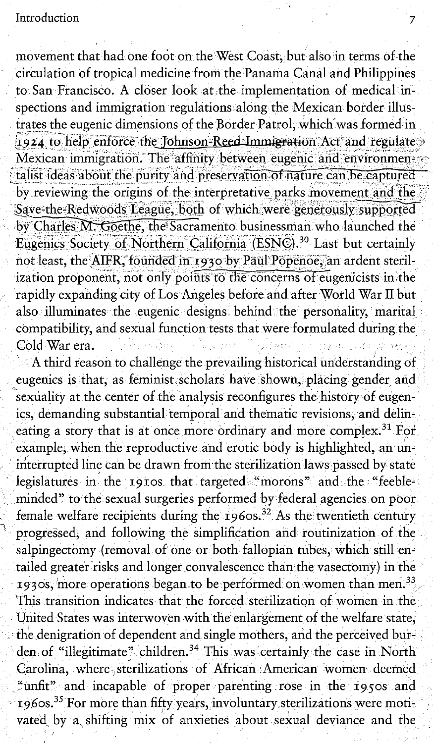movement that had one foot on the West Coast, but also in terms of the circulation of tropical medicine from the Panama Canal and Philippines to San Francisco. A closer look at the implementation of medical inspections and immigration regulations along the Mexican border illustrates the eugenic dimensions of the Border Patrol, which was formed in 1924 to help enforce the Johnson-Reed Immigration Act and regulate Mexican immigration. The affinity between eugenic and environmentalist ideas about the purity and preservation of nature can be captured by reviewing the origins of the interpretative parks movement and the Save-the-Redwoods League, both of which were generously supported by Charles M. Goethe, the Sacramento businessman who launched the Eugenics Society of Northern California (ESNC).[30] Last but certainly not least, the AIFR, founded in 1930 by Paul Popenoe, an ardent sterilization proponent, not only points to the concerns of eugenicists in the rapidly expanding city of Los Angeles before and after World War II but also illuminates the eugenic designs behind the personality, marital compatibility, and sexual function tests that were formulated during the Cold War era.

A third reason to challenge the prevailing historical understanding of eugenics is that, as feminist scholars have shown, placing gender and sexuality at the center of the analysis reconfigures the history of eugenics, demanding substantial temporal and thematic revisions, and delineating a story that is at once more ordinary and more complex.[31] For example, when the reproductive and erotic body is highlighted, an uninterrupted line can be drawn from the sterilization laws passed by state legislatures in the 1910s that targeted "morons" and the "feebleminded" to the sexual surgeries performed by federal agencies on poor female welfare recipients during the 1960s.[32] As the twentieth century progressed, and following the simplification and routinization of the salpingectomy (removal of one or both fallopian tubes, which still entailed greater risks and longer convalescence than the vasectomy) in the 1930s, more operations began to be performed on women than men.[33] This transition indicates that the forced sterilization of women in the United States was interwoven with the enlargement of the welfare state, the denigration of dependent and single mothers, and the perceived burden of "illegitimate" children.[34] This was certainly the case in North Carolina, where sterilizations of African American women deemed "unfit" and incapable of proper parenting rose in the 1950s and 1960s.[35] For more than fifty years, involuntary sterilizations were motivated by a shifting mix of anxieties about sexual deviance and the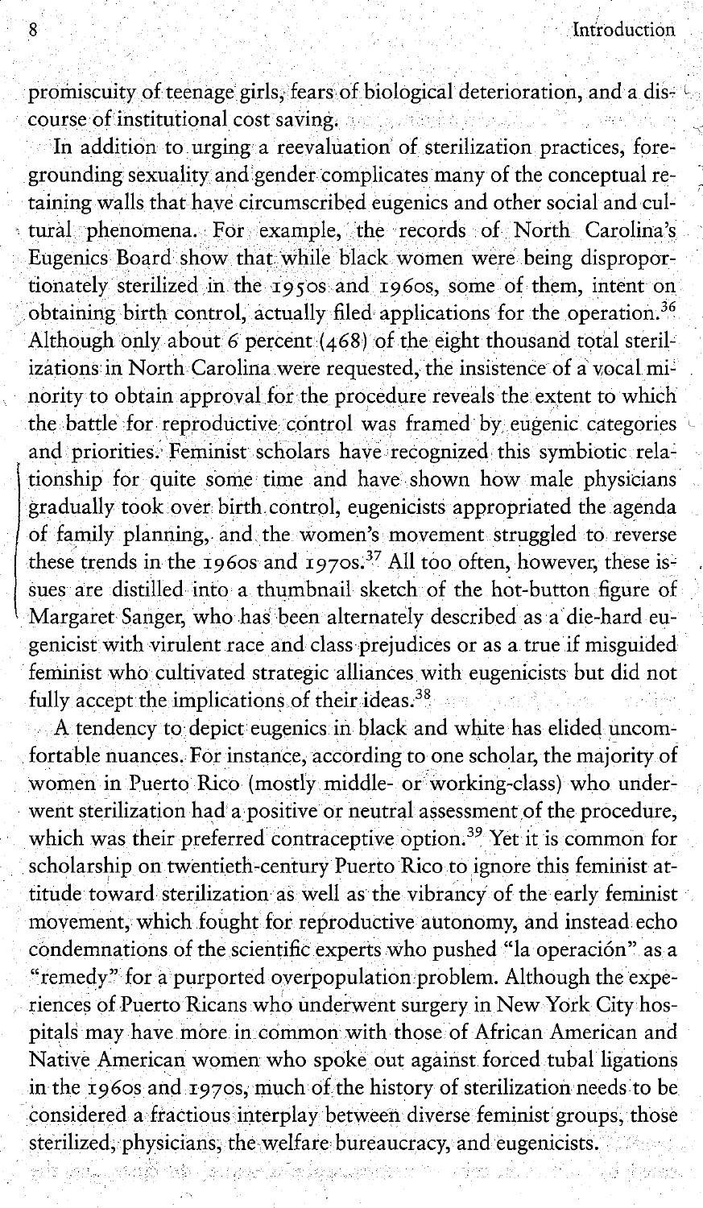promiscuity of teenage girls, fears of biological deterioration, and a discourse of institutional cost saving.

In addition to urging a reevaluation of sterilization practices, foregrounding sexuality and gender complicates many of the conceptual retaining walls that have circumscribed eugenics and other social and cultural phenomena. For example, the records of North Carolina's Eugenics Board show that while black women were being disproportionately sterilized in the 1950s and 1960s, some of them, intent on obtaining birth control, actually filed applications for the operation.[36] Although only about 6 percent (468) of the eight thousand total sterilizations in North Carolina were requested, the insistence of a vocal minority to obtain approval for the procedure reveals the extent to which the battle for reproductive control was framed by eugenic categories and priorities. Feminist scholars have recognized this symbiotic relationship for quite some time and have shown how male physicians gradually took over birth control, eugenicists appropriated the agenda of family planning, and the women's movement struggled to reverse these trends in the 1960s and 1970s.[37] All too often, however, these issues are distilled into a thumbnail sketch of the hot-button figure of Margaret Sanger, who has been alternately described as a die-hard eugenicist with virulent race and class prejudices or as a true if misguided feminist who cultivated strategic alliances with eugenicists but did not fully accept the implications of their ideas.[38]

A tendency to depict eugenics in black and white has elided uncomfortable nuances. For instance, according to one scholar, the majority of women in Puerto Rico (mostly middle- or working-class) who underwent sterilization had a positive or neutral assessment of the procedure, which was their preferred contraceptive option.[39] Yet it is common for scholarship on twentieth-century Puerto Rico to ignore this feminist attitude toward sterilization as well as the vibrancy of the early feminist movement, which fought for reproductive autonomy, and instead echo condemnations of the scientific experts who pushed "la operación" as a "remedy" for a purported overpopulation problem. Although the experiences of Puerto Ricans who underwent surgery in New York City hospitals may have more in common with those of African American and Native American women who spoke out against forced tubal ligations in the 1960s and 1970s, much of the history of sterilization needs to be considered a fractious interplay between diverse feminist groups, those sterilized, physicians, the welfare bureaucracy, and eugenicists.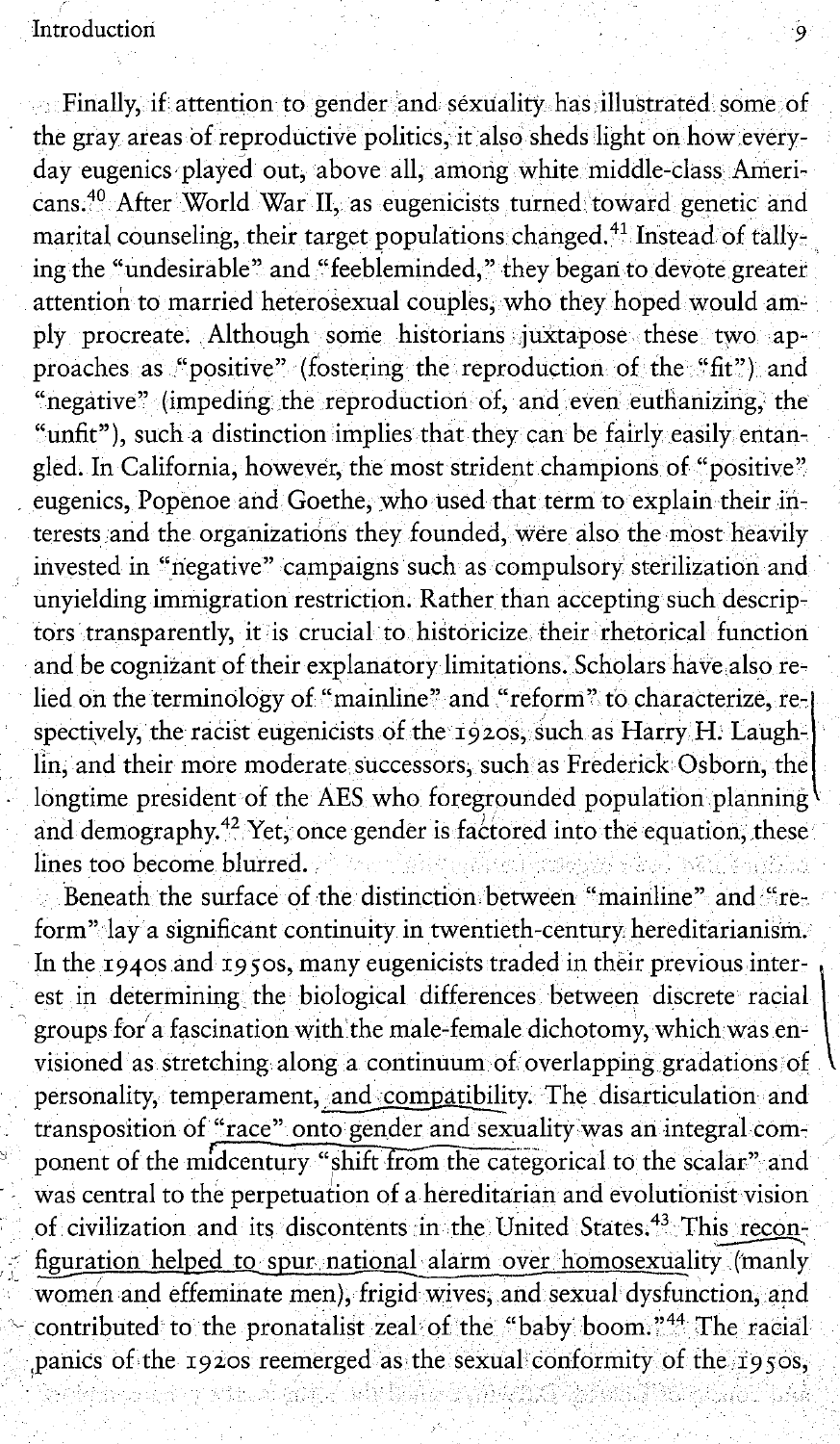Finally, if attention to gender and sexuality has illustrated some of the gray areas of reproductive politics, it also sheds light on how everyday eugenics played out, above all, among white middle-class Americans.[40] After World War II, as eugenicists turned toward genetic and marital counseling, their target populations changed.[41] Instead of tallying the "undesirable" and "feebleminded," they began to devote greater attention to married heterosexual couples, who they hoped would amply procreate. Although some historians juxtapose these two approaches as "positive" (fostering the reproduction of the "fit") and "negative" (impeding the reproduction of, and even euthanizing, the "unfit"), such a distinction implies that they can be fairly easily entangled. In California, however, the most strident champions of "positive" eugenics, Popenoe and Goethe, who used that term to explain their interests and the organizations they founded, were also the most heavily invested in "negative" campaigns such as compulsory sterilization and unyielding immigration restriction. Rather than accepting such descriptors transparently, it is crucial to historicize their rhetorical function and be cognizant of their explanatory limitations. Scholars have also relied on the terminology of "mainline" and "reform" to characterize, respectively, the racist eugenicists of the 1920s, such as Harry H. Laughlin, and their more moderate successors, such as Frederick Osborn, the longtime president of the AES who foregrounded population planning and demography.[42] Yet, once gender is factored into the equation, these lines too become blurred.

Beneath the surface of the distinction between "mainline" and "reform" lay a significant continuity in twentieth-century hereditarianism. In the 1940s and 1950s, many eugenicists traded in their previous interest in determining the biological differences between discrete racial groups for a fascination with the male-female dichotomy, which was envisioned as stretching along a continuum of overlapping gradations of personality, temperament, and compatibility. The disarticulation and transposition of "race" onto gender and sexuality was an integral component of the midcentury "shift from the categorical to the scalar" and was central to the perpetuation of a hereditarian and evolutionist vision of civilization and its discontents in the United States.[43] This reconfiguration helped to spur national alarm over homosexuality (manly women and effeminate men), frigid wives, and sexual dysfunction, and contributed to the pronatalist zeal of the "baby boom."[44] The racial panics of the 1920s reemerged as the sexual conformity of the 1950s,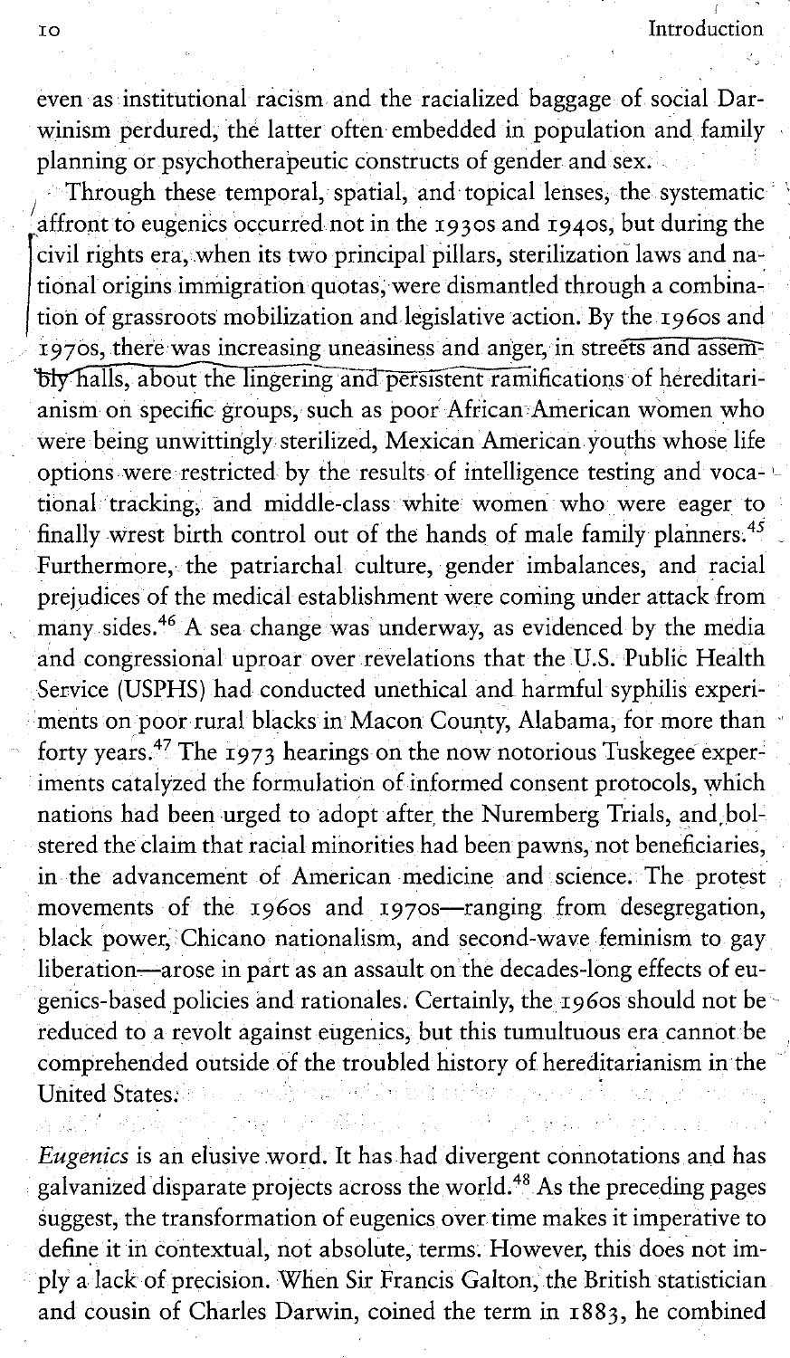even as institutional racism and the racialized baggage of social Darwinism perdured, the latter often embedded in population and family planning or psychotherapeutic constructs of gender and sex.

Through these temporal, spatial, and topical lenses, the systematic affront to eugenics occurred not in the 1930s and 1940s, but during the civil rights era, when its two principal pillars, sterilization laws and national origins immigration quotas, were dismantled through a combination of grassroots mobilization and legislative action. By the 1960s and 1970s, there was increasing uneasiness and anger, in streets and assembly halls, about the lingering and persistent ramifications of hereditarianism on specific groups, such as poor African American women who were being unwittingly sterilized, Mexican American youths whose life options were restricted by the results of intelligence testing and vocational tracking, and middle-class white women who were eager to finally wrest birth control out of the hands of male family planners.[45] Furthermore, the patriarchal culture, gender imbalances, and racial prejudices of the medical establishment were coming under attack from many sides.[46] A sea change was underway, as evidenced by the media and congressional uproar over revelations that the U.S. Public Health Service (USPHS) had conducted unethical and harmful syphilis experiments on poor rural blacks in Macon County, Alabama, for more than forty years.[47] The 1973 hearings on the now notorious Tuskegee experiments catalyzed the formulation of informed consent protocols, which nations had been urged to adopt after the Nuremberg Trials, and bolstered the claim that racial minorities had been pawns, not beneficiaries, in the advancement of American medicine and science. The protest movements of the 1960s and 1970s—ranging from desegregation, black power, Chicano nationalism, and second-wave feminism to gay liberation—arose in part as an assault on the decades-long effects of eugenics-based policies and rationales. Certainly, the 1960s should not be reduced to a revolt against eugenics, but this tumultuous era cannot be comprehended outside of the troubled history of hereditarianism in the United States.

*Eugenics* is an elusive word. It has had divergent connotations and has galvanized disparate projects across the world.[48] As the preceding pages suggest, the transformation of eugenics over time makes it imperative to define it in contextual, not absolute, terms. However, this does not imply a lack of precision. When Sir Francis Galton, the British statistician and cousin of Charles Darwin, coined the term in 1883, he combined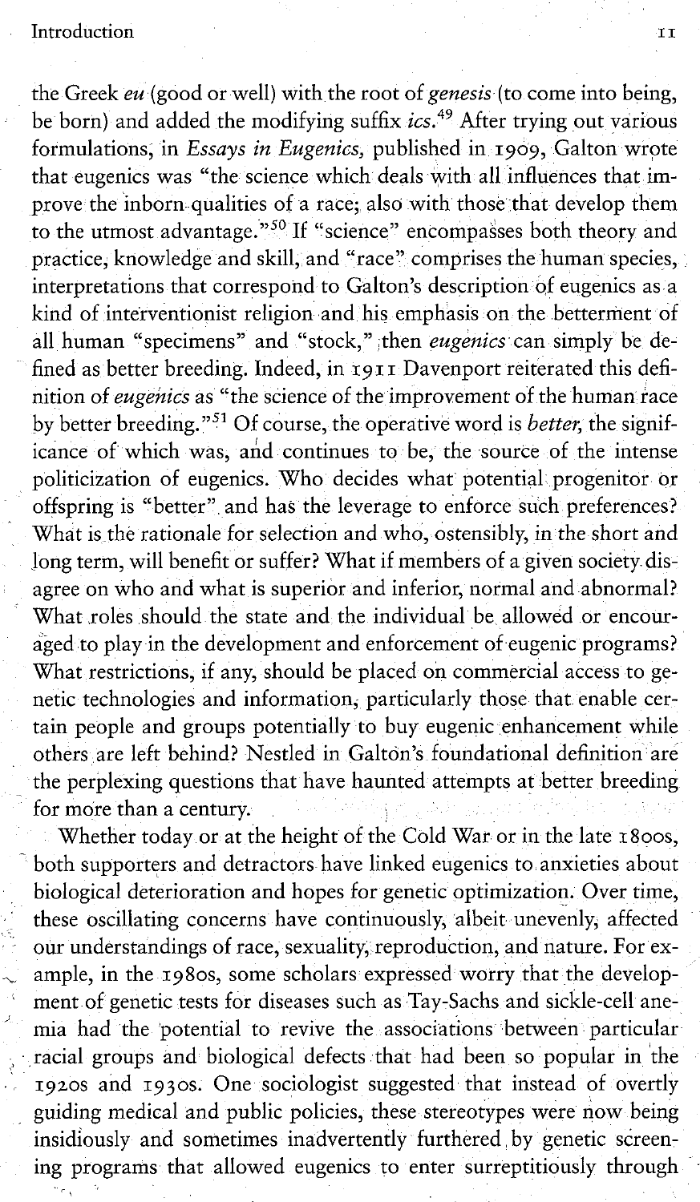the Greek *eu* (good or well) with the root of *genesis* (to come into being, be born) and added the modifying suffix *ics*.[49] After trying out various formulations, in *Essays in Eugenics*, published in 1909, Galton wrote that eugenics was "the science which deals with all influences that improve the inborn qualities of a race; also with those that develop them to the utmost advantage."[50] If "science" encompasses both theory and practice, knowledge and skill, and "race" comprises the human species, interpretations that correspond to Galton's description of eugenics as a kind of interventionist religion and his emphasis on the betterment of all human "specimens" and "stock," then *eugenics* can simply be defined as better breeding. Indeed, in 1911 Davenport reiterated this definition of *eugenics* as "the science of the improvement of the human race by better breeding."[51] Of course, the operative word is *better*, the significance of which was, and continues to be, the source of the intense politicization of eugenics. Who decides what potential progenitor or offspring is "better" and has the leverage to enforce such preferences? What is the rationale for selection and who, ostensibly, in the short and long term, will benefit or suffer? What if members of a given society disagree on who and what is superior and inferior, normal and abnormal? What roles should the state and the individual be allowed or encouraged to play in the development and enforcement of eugenic programs? What restrictions, if any, should be placed on commercial access to genetic technologies and information, particularly those that enable certain people and groups potentially to buy eugenic enhancement while others are left behind? Nestled in Galton's foundational definition are the perplexing questions that have haunted attempts at better breeding for more than a century.

Whether today or at the height of the Cold War or in the late 1800s, both supporters and detractors have linked eugenics to anxieties about biological deterioration and hopes for genetic optimization. Over time, these oscillating concerns have continuously, albeit unevenly, affected our understandings of race, sexuality, reproduction, and nature. For example, in the 1980s, some scholars expressed worry that the development of genetic tests for diseases such as Tay-Sachs and sickle-cell anemia had the potential to revive the associations between particular racial groups and biological defects that had been so popular in the 1920s and 1930s. One sociologist suggested that instead of overtly guiding medical and public policies, these stereotypes were now being insidiously and sometimes inadvertently furthered by genetic screening programs that allowed eugenics to enter surreptitiously through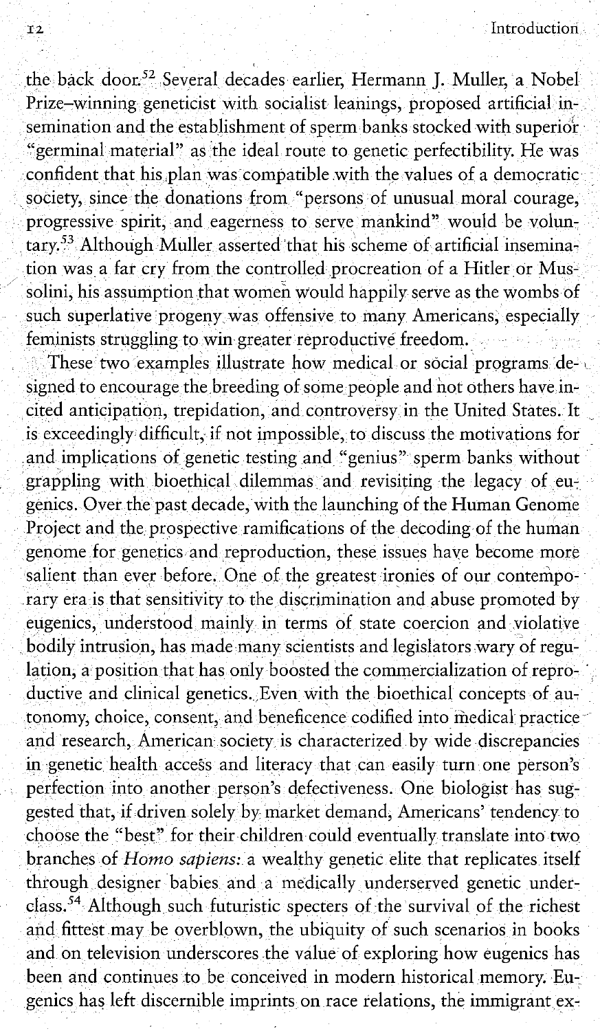the back door.[52] Several decades earlier, Hermann J. Muller, a Nobel Prize–winning geneticist with socialist leanings, proposed artificial insemination and the establishment of sperm banks stocked with superior "germinal material" as the ideal route to genetic perfectibility. He was confident that his plan was compatible with the values of a democratic society, since the donations from "persons of unusual moral courage, progressive spirit, and eagerness to serve mankind" would be voluntary.[53] Although Muller asserted that his scheme of artificial insemination was a far cry from the controlled procreation of a Hitler or Mussolini, his assumption that women would happily serve as the wombs of such superlative progeny was offensive to many Americans, especially feminists struggling to win greater reproductive freedom.

These two examples illustrate how medical or social programs designed to encourage the breeding of some people and not others have incited anticipation, trepidation, and controversy in the United States. It is exceedingly difficult, if not impossible, to discuss the motivations for and implications of genetic testing and "genius" sperm banks without grappling with bioethical dilemmas and revisiting the legacy of eugenics. Over the past decade, with the launching of the Human Genome Project and the prospective ramifications of the decoding of the human genome for genetics and reproduction, these issues have become more salient than ever before. One of the greatest ironies of our contemporary era is that sensitivity to the discrimination and abuse promoted by eugenics, understood mainly in terms of state coercion and violative bodily intrusion, has made many scientists and legislators wary of regulation, a position that has only boosted the commercialization of reproductive and clinical genetics. Even with the bioethical concepts of autonomy, choice, consent, and beneficence codified into medical practice and research, American society is characterized by wide discrepancies in genetic health access and literacy that can easily turn one person's perfection into another person's defectiveness. One biologist has suggested that, if driven solely by market demand, Americans' tendency to choose the "best" for their children could eventually translate into two branches of *Homo sapiens:* a wealthy genetic elite that replicates itself through designer babies and a medically underserved genetic underclass.[54] Although such futuristic specters of the survival of the richest and fittest may be overblown, the ubiquity of such scenarios in books and on television underscores the value of exploring how eugenics has been and continues to be conceived in modern historical memory. Eugenics has left discernible imprints on race relations, the immigrant ex-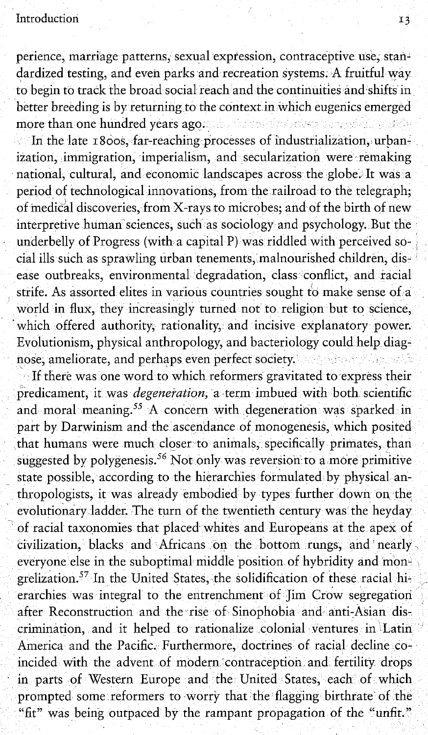perience, marriage patterns, sexual expression, contraceptive use, standardized testing, and even parks and recreation systems. A fruitful way to begin to track the broad social reach and the continuities and shifts in better breeding is by returning to the context in which eugenics emerged more than one hundred years ago.

In the late 1800s, far-reaching processes of industrialization, urbanization, immigration, imperialism, and secularization were remaking national, cultural, and economic landscapes across the globe. It was a period of technological innovations, from the railroad to the telegraph; of medical discoveries, from X-rays to microbes; and of the birth of new interpretive human sciences, such as sociology and psychology. But the underbelly of Progress (with a capital P) was riddled with perceived social ills such as sprawling urban tenements, malnourished children, disease outbreaks, environmental degradation, class conflict, and racial strife. As assorted elites in various countries sought to make sense of a world in flux, they increasingly turned not to religion but to science, which offered authority, rationality, and incisive explanatory power. Evolutionism, physical anthropology, and bacteriology could help diagnose, ameliorate, and perhaps even perfect society.

If there was one word to which reformers gravitated to express their predicament, it was *degeneration*, a term imbued with both scientific and moral meaning.[55] A concern with degeneration was sparked in part by Darwinism and the ascendance of monogenesis, which posited that humans were much closer to animals, specifically primates, than suggested by polygenesis.[56] Not only was reversion to a more primitive state possible, according to the hierarchies formulated by physical anthropologists, it was already embodied by types further down on the evolutionary ladder. The turn of the twentieth century was the heyday of racial taxonomies that placed whites and Europeans at the apex of civilization, blacks and Africans on the bottom rungs, and nearly everyone else in the suboptimal middle position of hybridity and mongrelization.[57] In the United States, the solidification of these racial hierarchies was integral to the entrenchment of Jim Crow segregation after Reconstruction and the rise of Sinophobia and anti-Asian discrimination, and it helped to rationalize colonial ventures in Latin America and the Pacific. Furthermore, doctrines of racial decline coincided with the advent of modern contraception and fertility drops in parts of Western Europe and the United States, each of which prompted some reformers to worry that the flagging birthrate of the "fit" was being outpaced by the rampant propagation of the "unfit."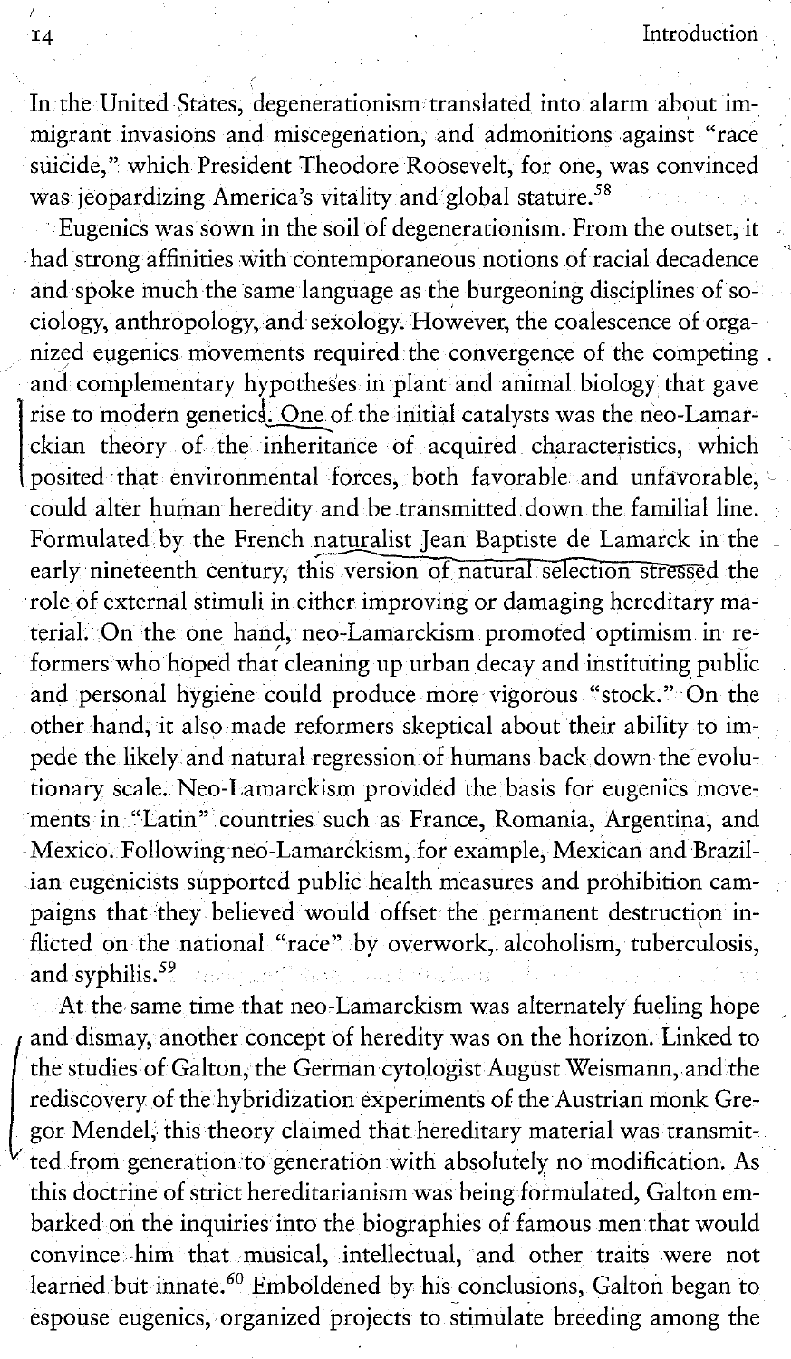In the United States, degenerationism translated into alarm about immigrant invasions and miscegenation, and admonitions against "race suicide," which President Theodore Roosevelt, for one, was convinced was jeopardizing America's vitality and global stature.[58]

Eugenics was sown in the soil of degenerationism. From the outset, it had strong affinities with contemporaneous notions of racial decadence and spoke much the same language as the burgeoning disciplines of sociology, anthropology, and sexology. However, the coalescence of organized eugenics movements required the convergence of the competing and complementary hypotheses in plant and animal biology that gave rise to modern genetics. One of the initial catalysts was the neo-Lamarckian theory of the inheritance of acquired characteristics, which posited that environmental forces, both favorable and unfavorable, could alter human heredity and be transmitted down the familial line. Formulated by the French naturalist Jean Baptiste de Lamarck in the early nineteenth century, this version of natural selection stressed the role of external stimuli in either improving or damaging hereditary material. On the one hand, neo-Lamarckism promoted optimism in reformers who hoped that cleaning up urban decay and instituting public and personal hygiene could produce more vigorous "stock." On the other hand, it also made reformers skeptical about their ability to impede the likely and natural regression of humans back down the evolutionary scale. Neo-Lamarckism provided the basis for eugenics movements in "Latin" countries such as France, Romania, Argentina, and Mexico. Following neo-Lamarckism, for example, Mexican and Brazilian eugenicists supported public health measures and prohibition campaigns that they believed would offset the permanent destruction inflicted on the national "race" by overwork, alcoholism, tuberculosis, and syphilis.[59]

At the same time that neo-Lamarckism was alternately fueling hope and dismay, another concept of heredity was on the horizon. Linked to the studies of Galton, the German cytologist August Weismann, and the rediscovery of the hybridization experiments of the Austrian monk Gregor Mendel, this theory claimed that hereditary material was transmitted from generation to generation with absolutely no modification. As this doctrine of strict hereditarianism was being formulated, Galton embarked on the inquiries into the biographies of famous men that would convince him that musical, intellectual, and other traits were not learned but innate.[60] Emboldened by his conclusions, Galton began to espouse eugenics, organized projects to stimulate breeding among the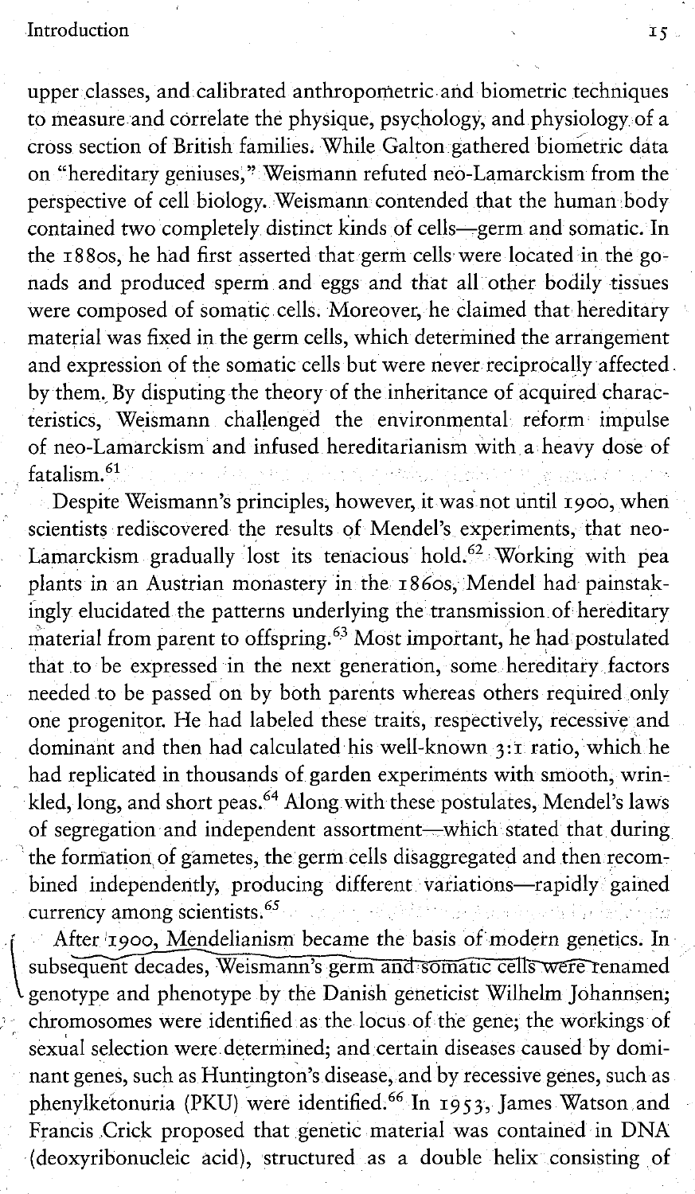upper classes, and calibrated anthropometric and biometric techniques to measure and correlate the physique, psychology, and physiology of a cross section of British families. While Galton gathered biometric data on "hereditary geniuses," Weismann refuted neo-Lamarckism from the perspective of cell biology. Weismann contended that the human body contained two completely distinct kinds of cells—germ and somatic. In the 1880s, he had first asserted that germ cells were located in the gonads and produced sperm and eggs and that all other bodily tissues were composed of somatic cells. Moreover, he claimed that hereditary material was fixed in the germ cells, which determined the arrangement and expression of the somatic cells but were never reciprocally affected by them. By disputing the theory of the inheritance of acquired characteristics, Weismann challenged the environmental reform impulse of neo-Lamarckism and infused hereditarianism with a heavy dose of fatalism.[61]

Despite Weismann's principles, however, it was not until 1900, when scientists rediscovered the results of Mendel's experiments, that neo-Lamarckism gradually lost its tenacious hold.[62] Working with pea plants in an Austrian monastery in the 1860s, Mendel had painstakingly elucidated the patterns underlying the transmission of hereditary material from parent to offspring.[63] Most important, he had postulated that to be expressed in the next generation, some hereditary factors needed to be passed on by both parents whereas others required only one progenitor. He had labeled these traits, respectively, recessive and dominant and then had calculated his well-known 3:1 ratio, which he had replicated in thousands of garden experiments with smooth, wrinkled, long, and short peas.[64] Along with these postulates, Mendel's laws of segregation and independent assortment—which stated that during the formation of gametes, the germ cells disaggregated and then recombined independently, producing different variations—rapidly gained currency among scientists.[65]

After 1900, Mendelianism became the basis of modern genetics. In subsequent decades, Weismann's germ and somatic cells were renamed genotype and phenotype by the Danish geneticist Wilhelm Johannsen; chromosomes were identified as the locus of the gene; the workings of sexual selection were determined; and certain diseases caused by dominant genes, such as Huntington's disease, and by recessive genes, such as phenylketonuria (PKU) were identified.[66] In 1953, James Watson and Francis Crick proposed that genetic material was contained in DNA (deoxyribonucleic acid), structured as a double helix consisting of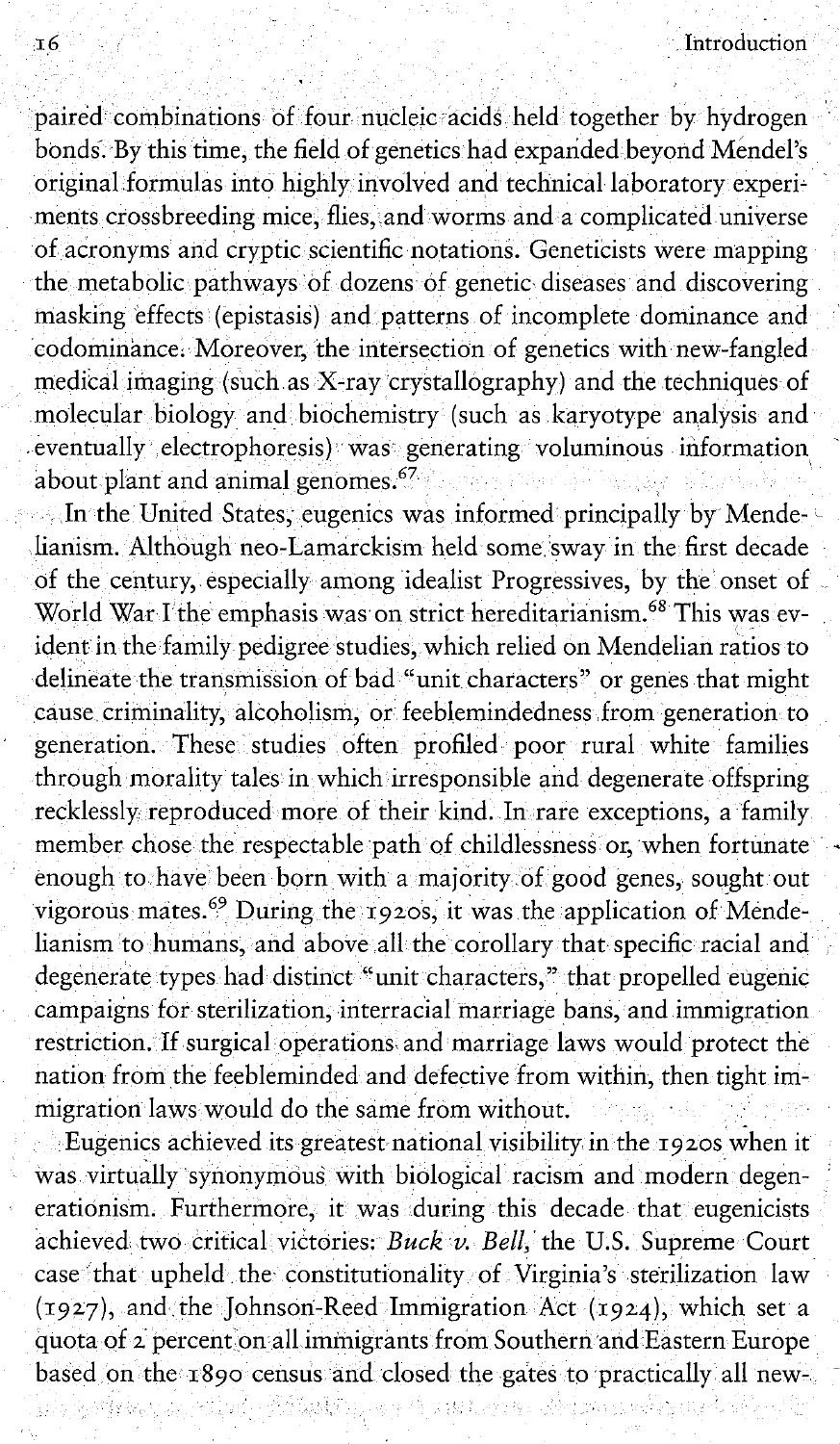paired combinations of four nucleic acids held together by hydrogen bonds. By this time, the field of genetics had expanded beyond Mendel's original formulas into highly involved and technical laboratory experiments crossbreeding mice, flies, and worms and a complicated universe of acronyms and cryptic scientific notations. Geneticists were mapping the metabolic pathways of dozens of genetic diseases and discovering masking effects (epistasis) and patterns of incomplete dominance and codominance. Moreover, the intersection of genetics with new-fangled medical imaging (such as X-ray crystallography) and the techniques of molecular biology and biochemistry (such as karyotype analysis and eventually electrophoresis) was generating voluminous information about plant and animal genomes.[67]

In the United States, eugenics was informed principally by Mendelianism. Although neo-Lamarckism held some sway in the first decade of the century, especially among idealist Progressives, by the onset of World War I the emphasis was on strict hereditarianism.[68] This was evident in the family pedigree studies, which relied on Mendelian ratios to delineate the transmission of bad "unit characters" or genes that might cause criminality, alcoholism, or feeblemindedness from generation to generation. These studies often profiled poor rural white families through morality tales in which irresponsible and degenerate offspring recklessly reproduced more of their kind. In rare exceptions, a family member chose the respectable path of childlessness or, when fortunate enough to have been born with a majority of good genes, sought out vigorous mates.[69] During the 1920s, it was the application of Mendelianism to humans, and above all the corollary that specific racial and degenerate types had distinct "unit characters," that propelled eugenic campaigns for sterilization, interracial marriage bans, and immigration restriction. If surgical operations and marriage laws would protect the nation from the feebleminded and defective from within, then tight immigration laws would do the same from without.

Eugenics achieved its greatest national visibility in the 1920s when it was virtually synonymous with biological racism and modern degenerationism. Furthermore, it was during this decade that eugenicists achieved two critical victories: *Buck v. Bell*, the U.S. Supreme Court case that upheld the constitutionality of Virginia's sterilization law (1927), and the Johnson-Reed Immigration Act (1924), which set a quota of 2 percent on all immigrants from Southern and Eastern Europe based on the 1890 census and closed the gates to practically all new-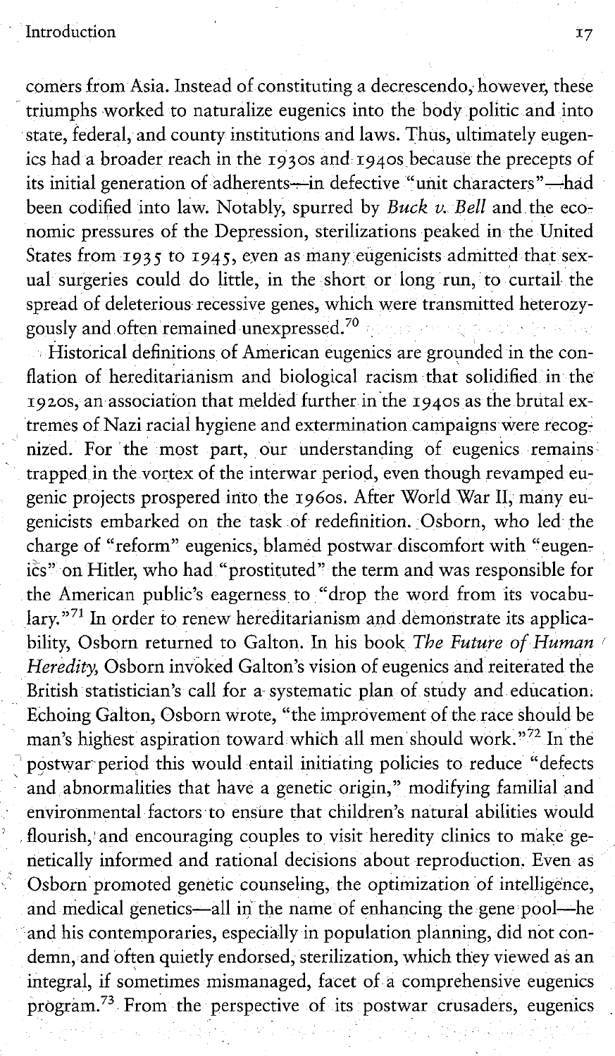comers from Asia. Instead of constituting a decrescendo, however, these triumphs worked to naturalize eugenics into the body politic and into state, federal, and county institutions and laws. Thus, ultimately eugenics had a broader reach in the 1930s and 1940s because the precepts of its initial generation of adherents—in defective "unit characters"—had been codified into law. Notably, spurred by *Buck v. Bell* and the economic pressures of the Depression, sterilizations peaked in the United States from 1935 to 1945, even as many eugenicists admitted that sexual surgeries could do little, in the short or long run, to curtail the spread of deleterious recessive genes, which were transmitted heterozygously and often remained unexpressed.[70]

Historical definitions of American eugenics are grounded in the conflation of hereditarianism and biological racism that solidified in the 1920s, an association that melded further in the 1940s as the brutal extremes of Nazi racial hygiene and extermination campaigns were recognized. For the most part, our understanding of eugenics remains trapped in the vortex of the interwar period, even though revamped eugenic projects prospered into the 1960s. After World War II, many eugenicists embarked on the task of redefinition. Osborn, who led the charge of "reform" eugenics, blamed postwar discomfort with "eugenics" on Hitler, who had "prostituted" the term and was responsible for the American public's eagerness to "drop the word from its vocabulary."[71] In order to renew hereditarianism and demonstrate its applicability, Osborn returned to Galton. In his book *The Future of Human Heredity,* Osborn invoked Galton's vision of eugenics and reiterated the British statistician's call for a systematic plan of study and education. Echoing Galton, Osborn wrote, "the improvement of the race should be man's highest aspiration toward which all men should work."[72] In the postwar period this would entail initiating policies to reduce "defects and abnormalities that have a genetic origin," modifying familial and environmental factors to ensure that children's natural abilities would flourish, and encouraging couples to visit heredity clinics to make genetically informed and rational decisions about reproduction. Even as Osborn promoted genetic counseling, the optimization of intelligence, and medical genetics—all in the name of enhancing the gene pool—he and his contemporaries, especially in population planning, did not condemn, and often quietly endorsed, sterilization, which they viewed as an integral, if sometimes mismanaged, facet of a comprehensive eugenics program.[73] From the perspective of its postwar crusaders, eugenics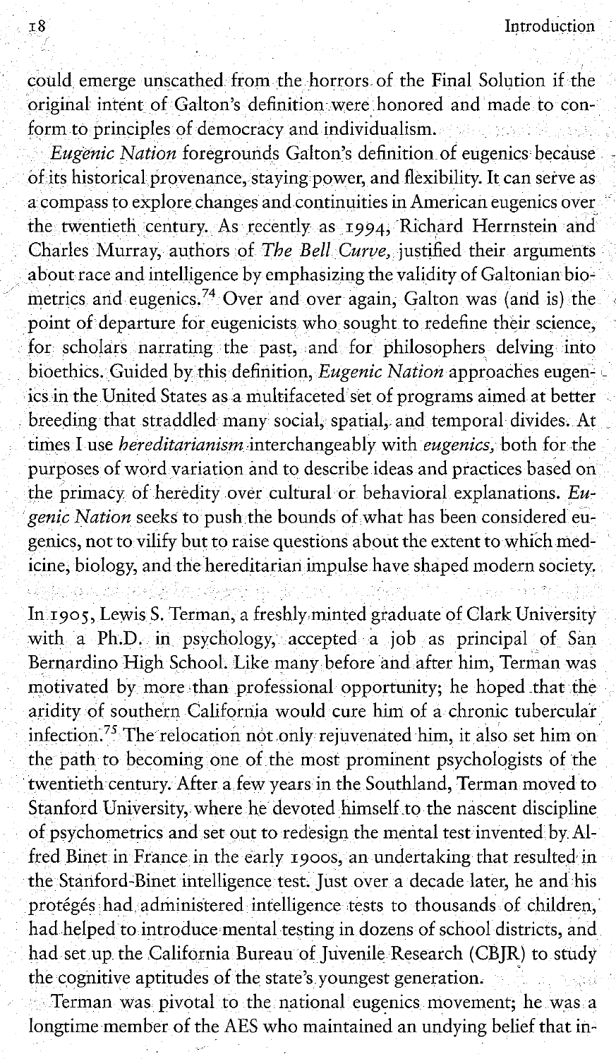could emerge unscathed from the horrors of the Final Solution if the original intent of Galton's definition were honored and made to conform to principles of democracy and individualism.

*Eugenic Nation* foregrounds Galton's definition of eugenics because of its historical provenance, staying power, and flexibility. It can serve as a compass to explore changes and continuities in American eugenics over the twentieth century. As recently as 1994, Richard Herrnstein and Charles Murray, authors of *The Bell Curve*, justified their arguments about race and intelligence by emphasizing the validity of Galtonian biometrics and eugenics.[74] Over and over again, Galton was (and is) the point of departure for eugenicists who sought to redefine their science, for scholars narrating the past, and for philosophers delving into bioethics. Guided by this definition, *Eugenic Nation* approaches eugenics in the United States as a multifaceted set of programs aimed at better breeding that straddled many social, spatial, and temporal divides. At times I use *hereditarianism* interchangeably with *eugenics*, both for the purposes of word variation and to describe ideas and practices based on the primacy of heredity over cultural or behavioral explanations. *Eugenic Nation* seeks to push the bounds of what has been considered eugenics, not to vilify but to raise questions about the extent to which medicine, biology, and the hereditarian impulse have shaped modern society.

In 1905, Lewis S. Terman, a freshly minted graduate of Clark University with a Ph.D. in psychology, accepted a job as principal of San Bernardino High School. Like many before and after him, Terman was motivated by more than professional opportunity; he hoped that the aridity of southern California would cure him of a chronic tubercular infection.[75] The relocation not only rejuvenated him, it also set him on the path to becoming one of the most prominent psychologists of the twentieth century. After a few years in the Southland, Terman moved to Stanford University, where he devoted himself to the nascent discipline of psychometrics and set out to redesign the mental test invented by Alfred Binet in France in the early 1900s, an undertaking that resulted in the Stanford-Binet intelligence test. Just over a decade later, he and his protégés had administered intelligence tests to thousands of children, had helped to introduce mental testing in dozens of school districts, and had set up the California Bureau of Juvenile Research (CBJR) to study the cognitive aptitudes of the state's youngest generation.

Terman was pivotal to the national eugenics movement; he was a longtime member of the AES who maintained an undying belief that in-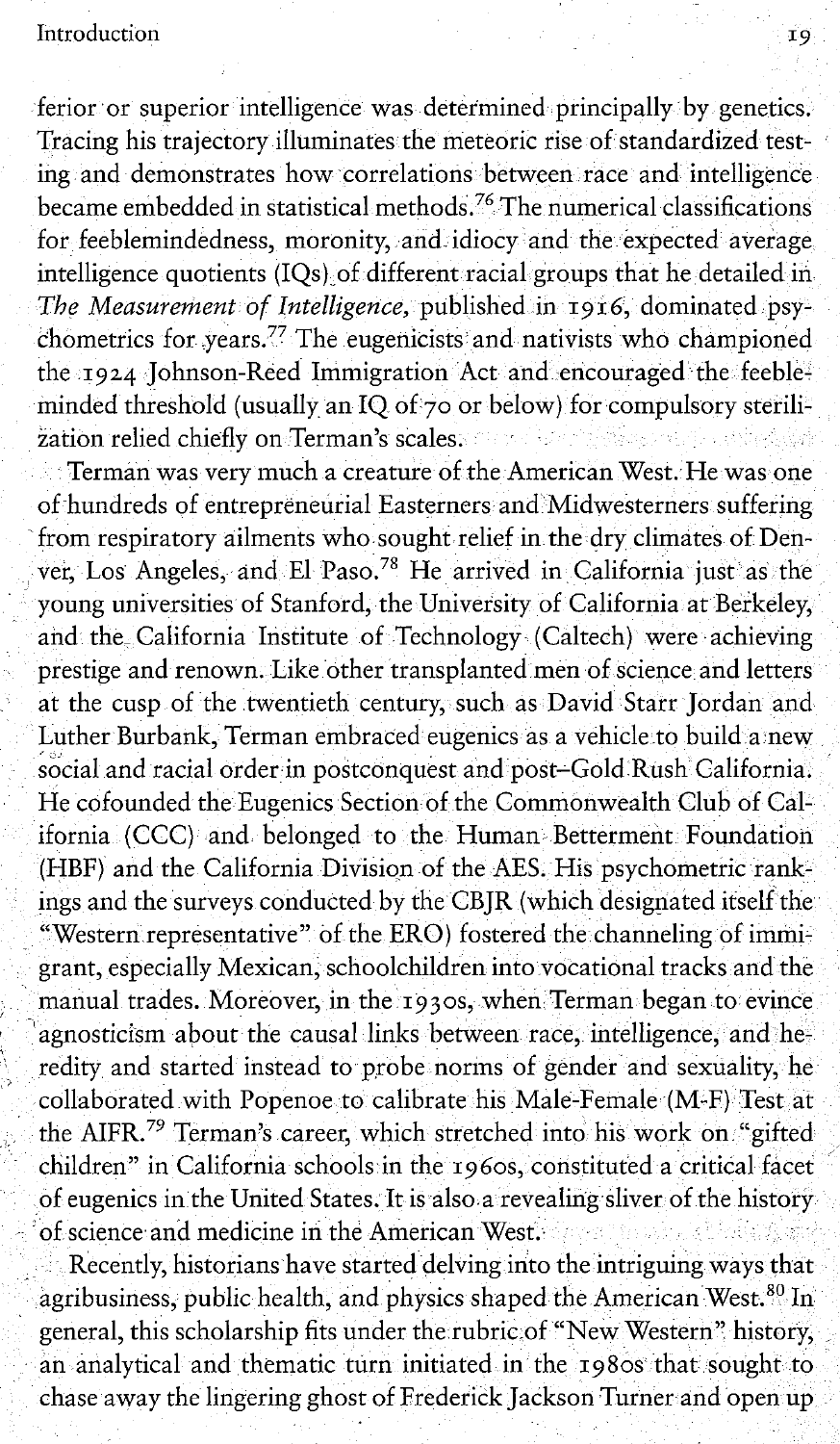ferior or superior intelligence was determined principally by genetics. Tracing his trajectory illuminates the meteoric rise of standardized testing and demonstrates how correlations between race and intelligence became embedded in statistical methods.[76] The numerical classifications for feeblemindedness, moronity, and idiocy and the expected average intelligence quotients (IQs) of different racial groups that he detailed in *The Measurement of Intelligence*, published in 1916, dominated psychometrics for years.[77] The eugenicists and nativists who championed the 1924 Johnson-Reed Immigration Act and encouraged the feebleminded threshold (usually an IQ of 70 or below) for compulsory sterilization relied chiefly on Terman's scales.

Terman was very much a creature of the American West. He was one of hundreds of entrepreneurial Easterners and Midwesterners suffering from respiratory ailments who sought relief in the dry climates of Denver, Los Angeles, and El Paso.[78] He arrived in California just as the young universities of Stanford, the University of California at Berkeley, and the California Institute of Technology (Caltech) were achieving prestige and renown. Like other transplanted men of science and letters at the cusp of the twentieth century, such as David Starr Jordan and Luther Burbank, Terman embraced eugenics as a vehicle to build a new social and racial order in postconquest and post–Gold Rush California. He cofounded the Eugenics Section of the Commonwealth Club of California (CCC) and belonged to the Human Betterment Foundation (HBF) and the California Division of the AES. His psychometric rankings and the surveys conducted by the CBJR (which designated itself the "Western representative" of the ERO) fostered the channeling of immigrant, especially Mexican, schoolchildren into vocational tracks and the manual trades. Moreover, in the 1930s, when Terman began to evince agnosticism about the causal links between race, intelligence, and heredity and started instead to probe norms of gender and sexuality, he collaborated with Popenoe to calibrate his Male-Female (M-F) Test at the AIFR.[79] Terman's career, which stretched into his work on "gifted children" in California schools in the 1960s, constituted a critical facet of eugenics in the United States. It is also a revealing sliver of the history of science and medicine in the American West.

Recently, historians have started delving into the intriguing ways that agribusiness, public health, and physics shaped the American West.[80] In general, this scholarship fits under the rubric of "New Western" history, an analytical and thematic turn initiated in the 1980s that sought to chase away the lingering ghost of Frederick Jackson Turner and open up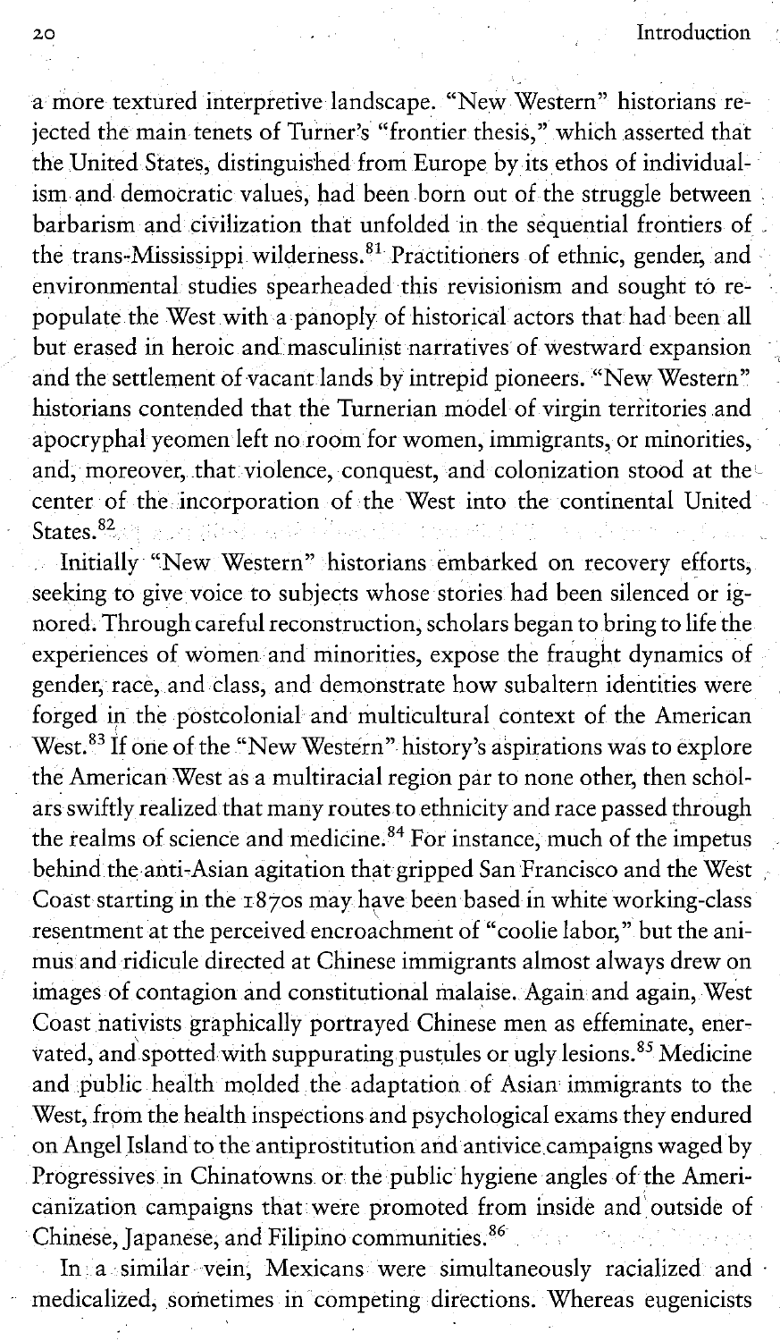a more textured interpretive landscape. "New Western" historians rejected the main tenets of Turner's "frontier thesis," which asserted that the United States, distinguished from Europe by its ethos of individualism and democratic values, had been born out of the struggle between barbarism and civilization that unfolded in the sequential frontiers of the trans-Mississippi wilderness.[81] Practitioners of ethnic, gender, and environmental studies spearheaded this revisionism and sought to repopulate the West with a panoply of historical actors that had been all but erased in heroic and masculinist narratives of westward expansion and the settlement of vacant lands by intrepid pioneers. "New Western" historians contended that the Turnerian model of virgin territories and apocryphal yeomen left no room for women, immigrants, or minorities, and, moreover, that violence, conquest, and colonization stood at the center of the incorporation of the West into the continental United States.[82]

Initially "New Western" historians embarked on recovery efforts, seeking to give voice to subjects whose stories had been silenced or ignored. Through careful reconstruction, scholars began to bring to life the experiences of women and minorities, expose the fraught dynamics of gender, race, and class, and demonstrate how subaltern identities were forged in the postcolonial and multicultural context of the American West.[83] If one of the "New Western" history's aspirations was to explore the American West as a multiracial region par to none other, then scholars swiftly realized that many routes to ethnicity and race passed through the realms of science and medicine.[84] For instance, much of the impetus behind the anti-Asian agitation that gripped San Francisco and the West Coast starting in the 1870s may have been based in white working-class resentment at the perceived encroachment of "coolie labor," but the animus and ridicule directed at Chinese immigrants almost always drew on images of contagion and constitutional malaise. Again and again, West Coast nativists graphically portrayed Chinese men as effeminate, enervated, and spotted with suppurating pustules or ugly lesions.[85] Medicine and public health molded the adaptation of Asian immigrants to the West, from the health inspections and psychological exams they endured on Angel Island to the antiprostitution and antivice campaigns waged by Progressives in Chinatowns or the public hygiene angles of the Americanization campaigns that were promoted from inside and outside of Chinese, Japanese, and Filipino communities.[86]

In a similar vein, Mexicans were simultaneously racialized and medicalized, sometimes in competing directions. Whereas eugenicists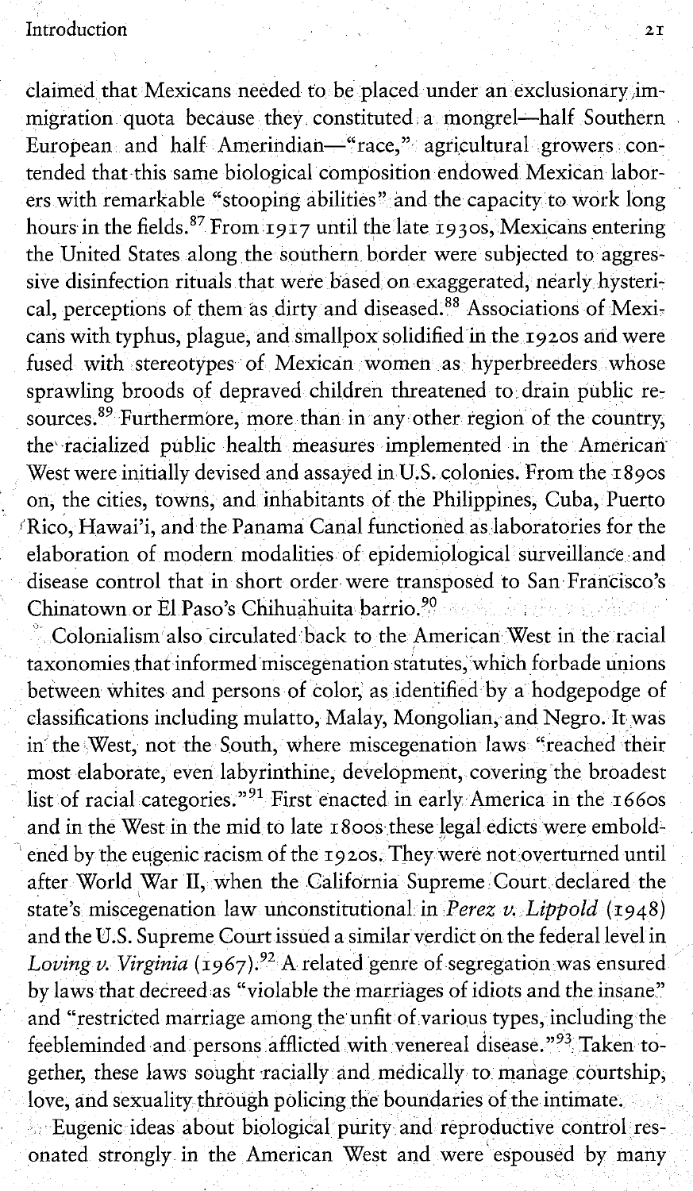claimed that Mexicans needed to be placed under an exclusionary immigration quota because they constituted a mongrel—half Southern European and half Amerindian—"race," agricultural growers contended that this same biological composition endowed Mexican laborers with remarkable "stooping abilities" and the capacity to work long hours in the fields.[87] From 1917 until the late 1930s, Mexicans entering the United States along the southern border were subjected to aggressive disinfection rituals that were based on exaggerated, nearly hysterical, perceptions of them as dirty and diseased.[88] Associations of Mexicans with typhus, plague, and smallpox solidified in the 1920s and were fused with stereotypes of Mexican women as hyperbreeders whose sprawling broods of depraved children threatened to drain public resources.[89] Furthermore, more than in any other region of the country, the racialized public health measures implemented in the American West were initially devised and assayed in U.S. colonies. From the 1890s on, the cities, towns, and inhabitants of the Philippines, Cuba, Puerto Rico, Hawai'i, and the Panama Canal functioned as laboratories for the elaboration of modern modalities of epidemiological surveillance and disease control that in short order were transposed to San Francisco's Chinatown or El Paso's Chihuahuita barrio.[90]

Colonialism also circulated back to the American West in the racial taxonomies that informed miscegenation statutes, which forbade unions between whites and persons of color, as identified by a hodgepodge of classifications including mulatto, Malay, Mongolian, and Negro. It was in the West, not the South, where miscegenation laws "reached their most elaborate, even labyrinthine, development, covering the broadest list of racial categories."[91] First enacted in early America in the 1660s and in the West in the mid to late 1800s these legal edicts were emboldened by the eugenic racism of the 1920s. They were not overturned until after World War II, when the California Supreme Court declared the state's miscegenation law unconstitutional in *Perez v. Lippold* (1948) and the U.S. Supreme Court issued a similar verdict on the federal level in *Loving v. Virginia* (1967).[92] A related genre of segregation was ensured by laws that decreed as "violable the marriages of idiots and the insane" and "restricted marriage among the unfit of various types, including the feebleminded and persons afflicted with venereal disease."[93] Taken together, these laws sought racially and medically to manage courtship, love, and sexuality through policing the boundaries of the intimate.

Eugenic ideas about biological purity and reproductive control resonated strongly in the American West and were espoused by many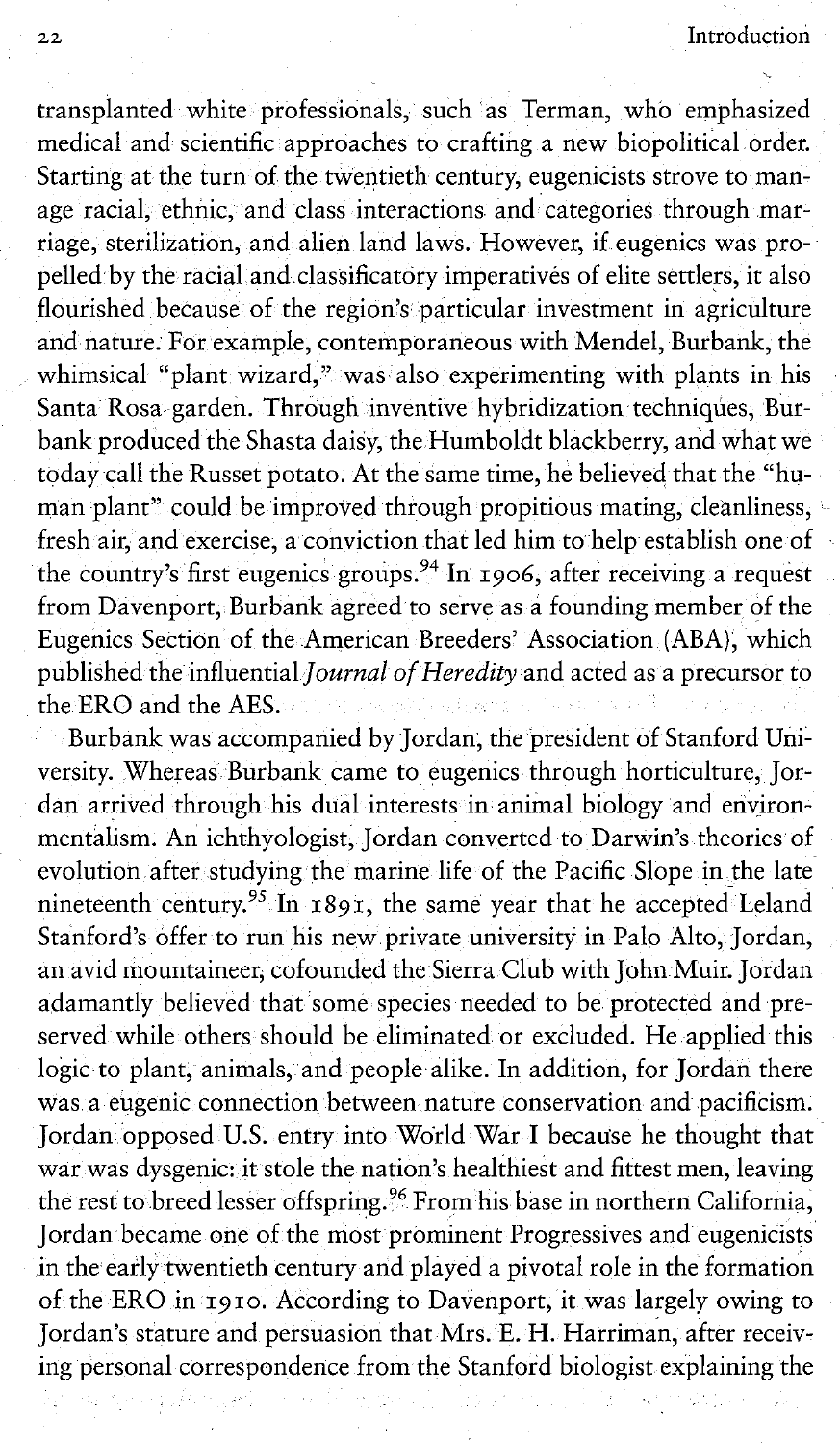transplanted white professionals, such as Terman, who emphasized medical and scientific approaches to crafting a new biopolitical order. Starting at the turn of the twentieth century, eugenicists strove to manage racial, ethnic, and class interactions and categories through marriage, sterilization, and alien land laws. However, if eugenics was propelled by the racial and classificatory imperatives of elite settlers, it also flourished because of the region's particular investment in agriculture and nature. For example, contemporaneous with Mendel, Burbank, the whimsical "plant wizard," was also experimenting with plants in his Santa Rosa garden. Through inventive hybridization techniques, Burbank produced the Shasta daisy, the Humboldt blackberry, and what we today call the Russet potato. At the same time, he believed that the "human plant" could be improved through propitious mating, cleanliness, fresh air, and exercise, a conviction that led him to help establish one of the country's first eugenics groups.[94] In 1906, after receiving a request from Davenport, Burbank agreed to serve as a founding member of the Eugenics Section of the American Breeders' Association (ABA), which published the influential *Journal of Heredity* and acted as a precursor to the ERO and the AES.

Burbank was accompanied by Jordan, the president of Stanford University. Whereas Burbank came to eugenics through horticulture, Jordan arrived through his dual interests in animal biology and environmentalism. An ichthyologist, Jordan converted to Darwin's theories of evolution after studying the marine life of the Pacific Slope in the late nineteenth century.[95] In 1891, the same year that he accepted Leland Stanford's offer to run his new private university in Palo Alto, Jordan, an avid mountaineer, cofounded the Sierra Club with John Muir. Jordan adamantly believed that some species needed to be protected and preserved while others should be eliminated or excluded. He applied this logic to plant, animals, and people alike. In addition, for Jordan there was a eugenic connection between nature conservation and pacificism. Jordan opposed U.S. entry into World War I because he thought that war was dysgenic: it stole the nation's healthiest and fittest men, leaving the rest to breed lesser offspring.[96] From his base in northern California, Jordan became one of the most prominent Progressives and eugenicists in the early twentieth century and played a pivotal role in the formation of the ERO in 1910. According to Davenport, it was largely owing to Jordan's stature and persuasion that Mrs. E. H. Harriman, after receiving personal correspondence from the Stanford biologist explaining the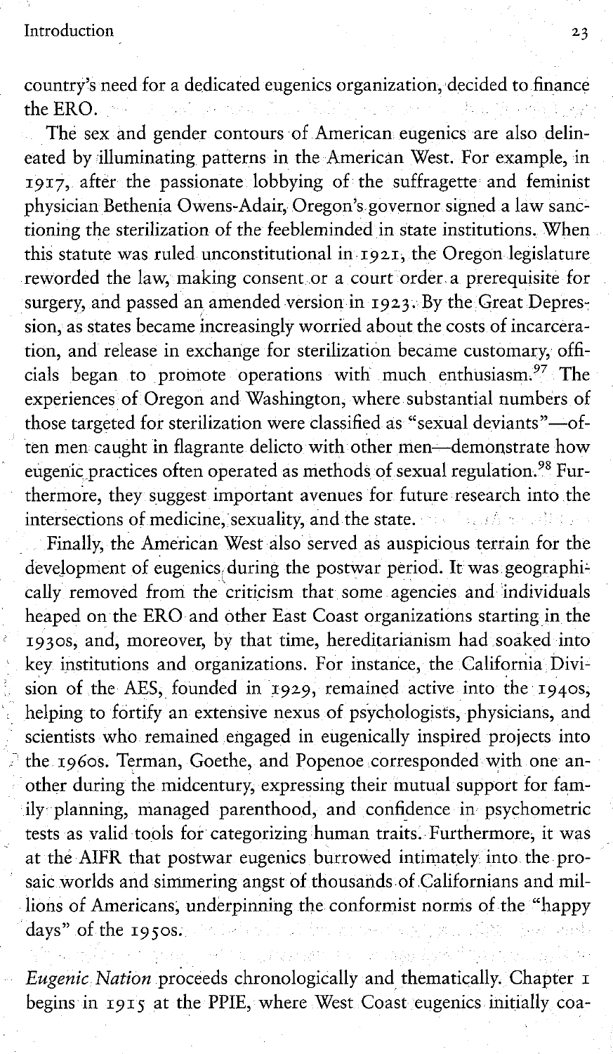country's need for a dedicated eugenics organization, decided to finance the ERO.

The sex and gender contours of American eugenics are also delineated by illuminating patterns in the American West. For example, in 1917, after the passionate lobbying of the suffragette and feminist physician Bethenia Owens-Adair, Oregon's governor signed a law sanctioning the sterilization of the feebleminded in state institutions. When this statute was ruled unconstitutional in 1921, the Oregon legislature reworded the law, making consent or a court order a prerequisite for surgery, and passed an amended version in 1923. By the Great Depression, as states became increasingly worried about the costs of incarceration, and release in exchange for sterilization became customary, officials began to promote operations with much enthusiasm.[97] The experiences of Oregon and Washington, where substantial numbers of those targeted for sterilization were classified as "sexual deviants"—often men caught in flagrante delicto with other men—demonstrate how eugenic practices often operated as methods of sexual regulation.[98] Furthermore, they suggest important avenues for future research into the intersections of medicine, sexuality, and the state.

Finally, the American West also served as auspicious terrain for the development of eugenics during the postwar period. It was geographically removed from the criticism that some agencies and individuals heaped on the ERO and other East Coast organizations starting in the 1930s, and, moreover, by that time, hereditarianism had soaked into key institutions and organizations. For instance, the California Division of the AES, founded in 1929, remained active into the 1940s, helping to fortify an extensive nexus of psychologists, physicians, and scientists who remained engaged in eugenically inspired projects into the 1960s. Terman, Goethe, and Popenoe corresponded with one another during the midcentury, expressing their mutual support for family planning, managed parenthood, and confidence in psychometric tests as valid tools for categorizing human traits. Furthermore, it was at the AIFR that postwar eugenics burrowed intimately into the prosaic worlds and simmering angst of thousands of Californians and millions of Americans, underpinning the conformist norms of the "happy days" of the 1950s.

*Eugenic Nation* proceeds chronologically and thematically. Chapter 1 begins in 1915 at the PPIE, where West Coast eugenics initially coa-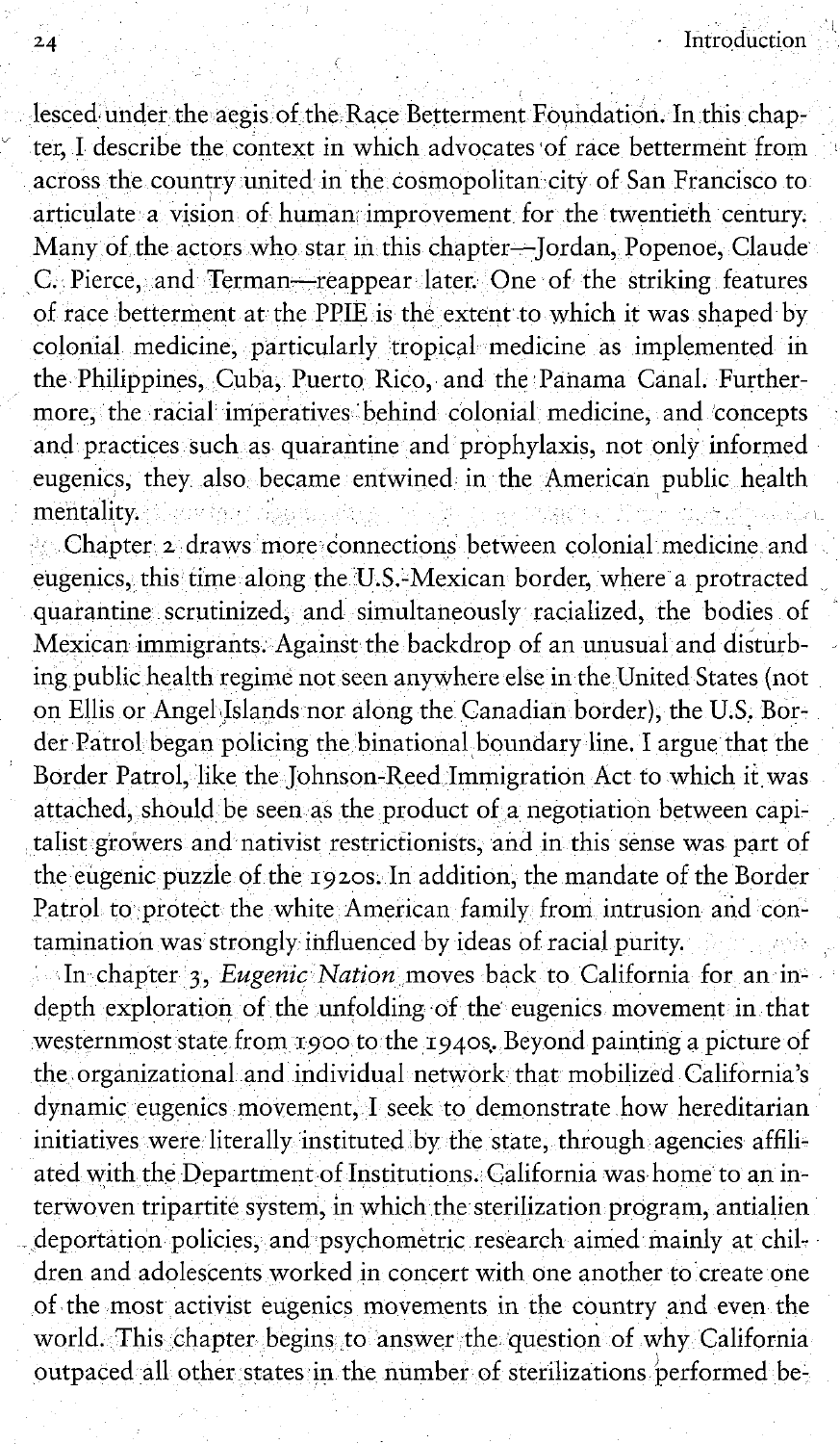lesced under the aegis of the Race Betterment Foundation. In this chapter, I describe the context in which advocates of race betterment from across the country united in the cosmopolitan city of San Francisco to articulate a vision of human improvement for the twentieth century. Many of the actors who star in this chapter—Jordan, Popenoe, Claude C. Pierce, and Terman—reappear later. One of the striking features of race betterment at the PPIE is the extent to which it was shaped by colonial medicine, particularly tropical medicine as implemented in the Philippines, Cuba, Puerto Rico, and the Panama Canal. Furthermore, the racial imperatives behind colonial medicine, and concepts and practices such as quarantine and prophylaxis, not only informed eugenics, they also became entwined in the American public health mentality.

Chapter 2 draws more connections between colonial medicine and eugenics, this time along the U.S.-Mexican border, where a protracted quarantine scrutinized, and simultaneously racialized, the bodies of Mexican immigrants. Against the backdrop of an unusual and disturbing public health regime not seen anywhere else in the United States (not on Ellis or Angel Islands nor along the Canadian border), the U.S. Border Patrol began policing the binational boundary line. I argue that the Border Patrol, like the Johnson-Reed Immigration Act to which it was attached, should be seen as the product of a negotiation between capitalist growers and nativist restrictionists, and in this sense was part of the eugenic puzzle of the 1920s. In addition, the mandate of the Border Patrol to protect the white American family from intrusion and contamination was strongly influenced by ideas of racial purity.

In chapter 3, *Eugenic Nation* moves back to California for an in-depth exploration of the unfolding of the eugenics movement in that westernmost state from 1900 to the 1940s. Beyond painting a picture of the organizational and individual network that mobilized California's dynamic eugenics movement, I seek to demonstrate how hereditarian initiatives were literally instituted by the state, through agencies affiliated with the Department of Institutions. California was home to an interwoven tripartite system, in which the sterilization program, antialien deportation policies, and psychometric research aimed mainly at children and adolescents worked in concert with one another to create one of the most activist eugenics movements in the country and even the world. This chapter begins to answer the question of why California outpaced all other states in the number of sterilizations performed be-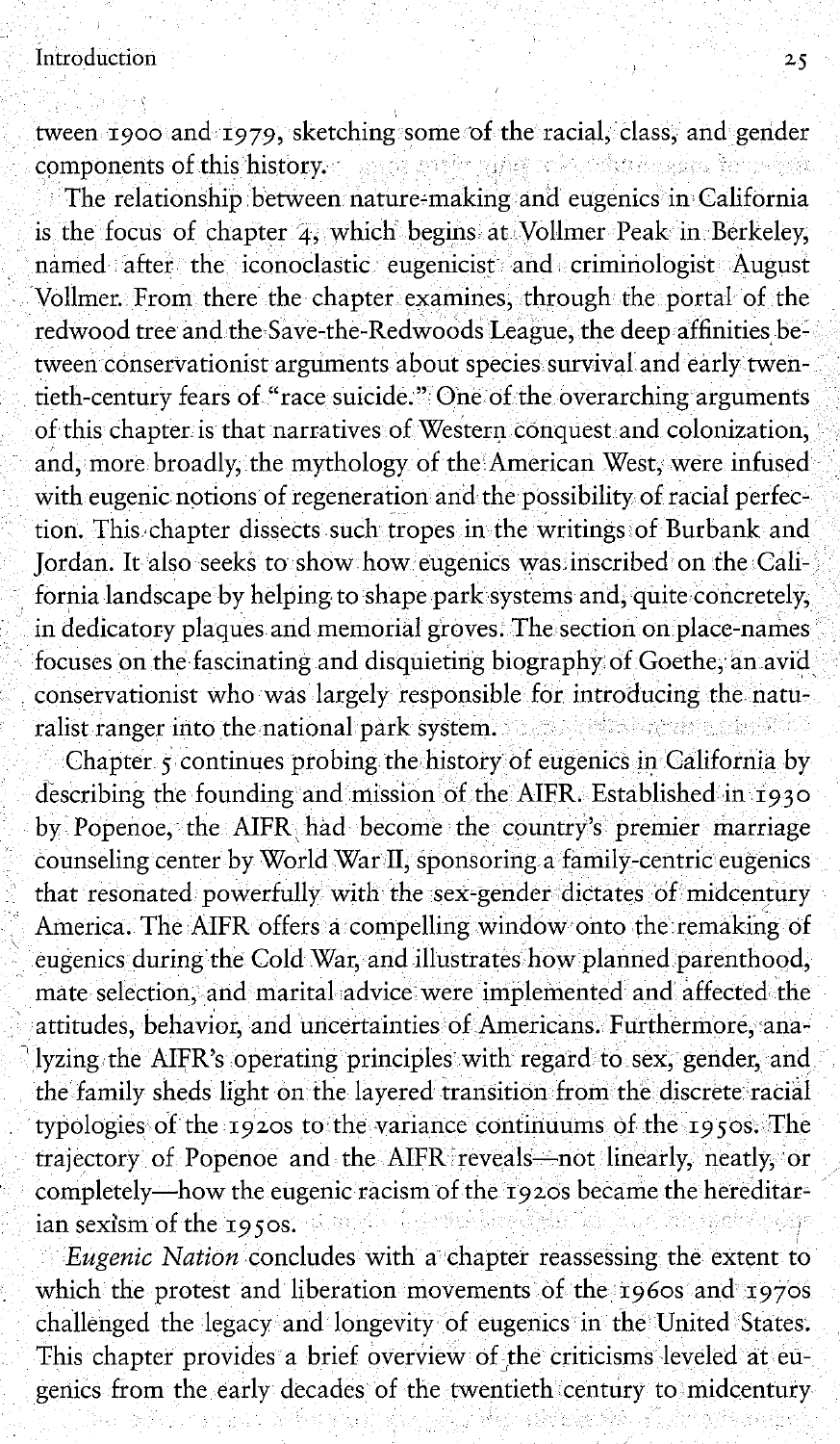tween 1900 and 1979, sketching some of the racial, class, and gender components of this history.

The relationship between nature-making and eugenics in California is the focus of chapter 4, which begins at Vollmer Peak in Berkeley, named after the iconoclastic eugenicist and criminologist August Vollmer. From there the chapter examines, through the portal of the redwood tree and the Save-the-Redwoods League, the deep affinities between conservationist arguments about species survival and early twentieth-century fears of "race suicide." One of the overarching arguments of this chapter is that narratives of Western conquest and colonization, and, more broadly, the mythology of the American West, were infused with eugenic notions of regeneration and the possibility of racial perfection. This chapter dissects such tropes in the writings of Burbank and Jordan. It also seeks to show how eugenics was inscribed on the California landscape by helping to shape park systems and, quite concretely, in dedicatory plaques and memorial groves. The section on place-names focuses on the fascinating and disquieting biography of Goethe, an avid conservationist who was largely responsible for introducing the naturalist ranger into the national park system.

Chapter 5 continues probing the history of eugenics in California by describing the founding and mission of the AIFR. Established in 1930 by Popenoe, the AIFR had become the country's premier marriage counseling center by World War II, sponsoring a family-centric eugenics that resonated powerfully with the sex-gender dictates of midcentury America. The AIFR offers a compelling window onto the remaking of eugenics during the Cold War, and illustrates how planned parenthood, mate selection, and marital advice were implemented and affected the attitudes, behavior, and uncertainties of Americans. Furthermore, analyzing the AIFR's operating principles with regard to sex, gender, and the family sheds light on the layered transition from the discrete racial typologies of the 1920s to the variance continuums of the 1950s. The trajectory of Popenoe and the AIFR reveals—not linearly, neatly, or completely—how the eugenic racism of the 1920s became the hereditarian sexism of the 1950s.

*Eugenic Nation* concludes with a chapter reassessing the extent to which the protest and liberation movements of the 1960s and 1970s challenged the legacy and longevity of eugenics in the United States. This chapter provides a brief overview of the criticisms leveled at eugenics from the early decades of the twentieth century to midcentury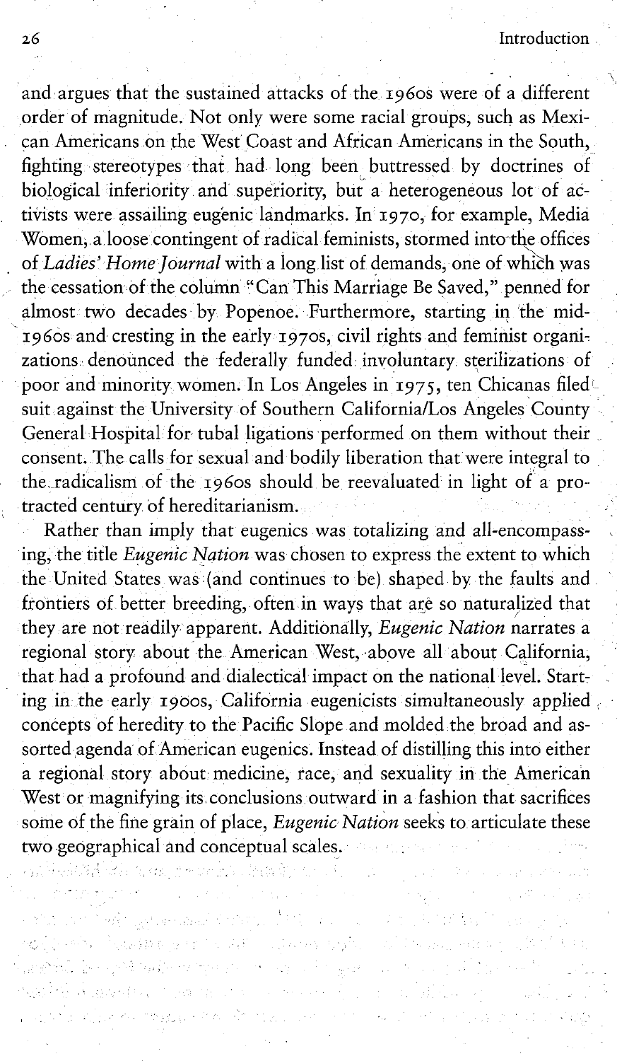and argues that the sustained attacks of the 1960s were of a different order of magnitude. Not only were some racial groups, such as Mexican Americans on the West Coast and African Americans in the South, fighting stereotypes that had long been buttressed by doctrines of biological inferiority and superiority, but a heterogeneous lot of activists were assailing eugenic landmarks. In 1970, for example, Media Women, a loose contingent of radical feminists, stormed into the offices of *Ladies' Home Journal* with a long list of demands, one of which was the cessation of the column "Can This Marriage Be Saved," penned for almost two decades by Popenoe. Furthermore, starting in the mid-1960s and cresting in the early 1970s, civil rights and feminist organizations denounced the federally funded involuntary sterilizations of poor and minority women. In Los Angeles in 1975, ten Chicanas filed suit against the University of Southern California/Los Angeles County General Hospital for tubal ligations performed on them without their consent. The calls for sexual and bodily liberation that were integral to the radicalism of the 1960s should be reevaluated in light of a protracted century of hereditarianism.

Rather than imply that eugenics was totalizing and all-encompassing, the title *Eugenic Nation* was chosen to express the extent to which the United States was (and continues to be) shaped by the faults and frontiers of better breeding, often in ways that are so naturalized that they are not readily apparent. Additionally, *Eugenic Nation* narrates a regional story about the American West, above all about California, that had a profound and dialectical impact on the national level. Starting in the early 1900s, California eugenicists simultaneously applied concepts of heredity to the Pacific Slope and molded the broad and assorted agenda of American eugenics. Instead of distilling this into either a regional story about medicine, race, and sexuality in the American West or magnifying its conclusions outward in a fashion that sacrifices some of the fine grain of place, *Eugenic Nation* seeks to articulate these two geographical and conceptual scales.